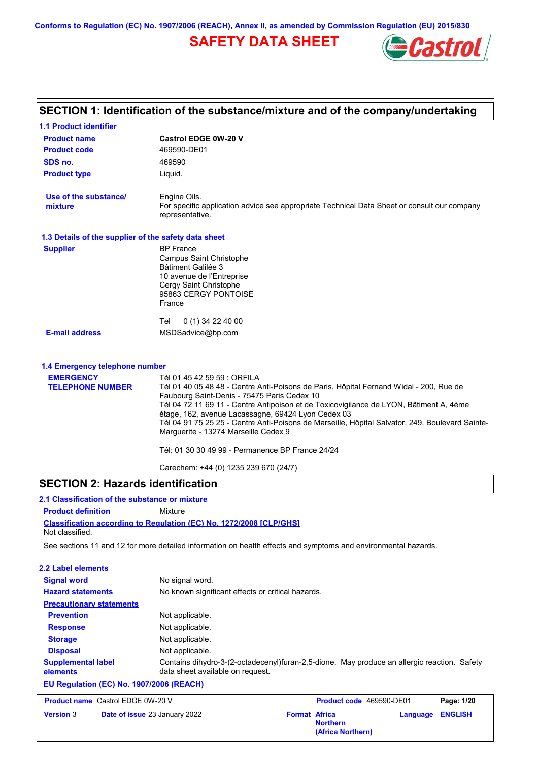Conforms to Regulation (EC) No. 1907/2006 (REACH), Annex II, as amended by Commission Regulation (EU) 2015/830

# SAFETY DATA SHEET

## SECTION 1: Identification of the substance/mixture and of the company/undertaking

### 1.1 Product identifier

**Product name** Castrol EDGE 0W-20 V

**Product code** 469590-DE01

**SDS no.** 469590

**Product type** Liquid.

**Use of the substance/ mixture** Engine Oils.
For specific application advice see appropriate Technical Data Sheet or consult our company representative.

### 1.3 Details of the supplier of the safety data sheet

**Supplier**
BP France
Campus Saint Christophe
Bâtiment Galilée 3
10 avenue de l'Entreprise
Cergy Saint Christophe
95863 CERGY PONTOISE
France

Tel 0 (1) 34 22 40 00

**E-mail address** MSDSadvice@bp.com

### 1.4 Emergency telephone number

**EMERGENCY TELEPHONE NUMBER**
Tél 01 45 42 59 59 : ORFILA
Tél 01 40 05 48 48 - Centre Anti-Poisons de Paris, Hôpital Fernand Widal - 200, Rue de Faubourg Saint-Denis - 75475 Paris Cedex 10
Tél 04 72 11 69 11 - Centre Antipoison et de Toxicovigilance de LYON, Bâtiment A, 4ème étage, 162, avenue Lacassagne, 69424 Lyon Cedex 03
Tél 04 91 75 25 25 - Centre Anti-Poisons de Marseille, Hôpital Salvator, 249, Boulevard Sainte-Marguerite - 13274 Marseille Cedex 9

Tél: 01 30 30 49 99 - Permanence BP France 24/24

Carechem: +44 (0) 1235 239 670 (24/7)

## SECTION 2: Hazards identification

### 2.1 Classification of the substance or mixture

**Product definition** Mixture

**Classification according to Regulation (EC) No. 1272/2008 [CLP/GHS]**
Not classified.

See sections 11 and 12 for more detailed information on health effects and symptoms and environmental hazards.

### 2.2 Label elements

**Signal word** No signal word.

**Hazard statements** No known significant effects or critical hazards.

**Precautionary statements**

**Prevention** Not applicable.

**Response** Not applicable.

**Storage** Not applicable.

**Disposal** Not applicable.

**Supplemental label elements** Contains dihydro-3-(2-octadecenyl)furan-2,5-dione. May produce an allergic reaction. Safety data sheet available on request.

**EU Regulation (EC) No. 1907/2006 (REACH)**

| Product name Castrol EDGE 0W-20 V | Product code 469590-DE01 | Page: 1/20 |
|---|---|---|
| Version 3 Date of issue 23 January 2022 | Format Africa Northern (Africa Northern) | Language ENGLISH |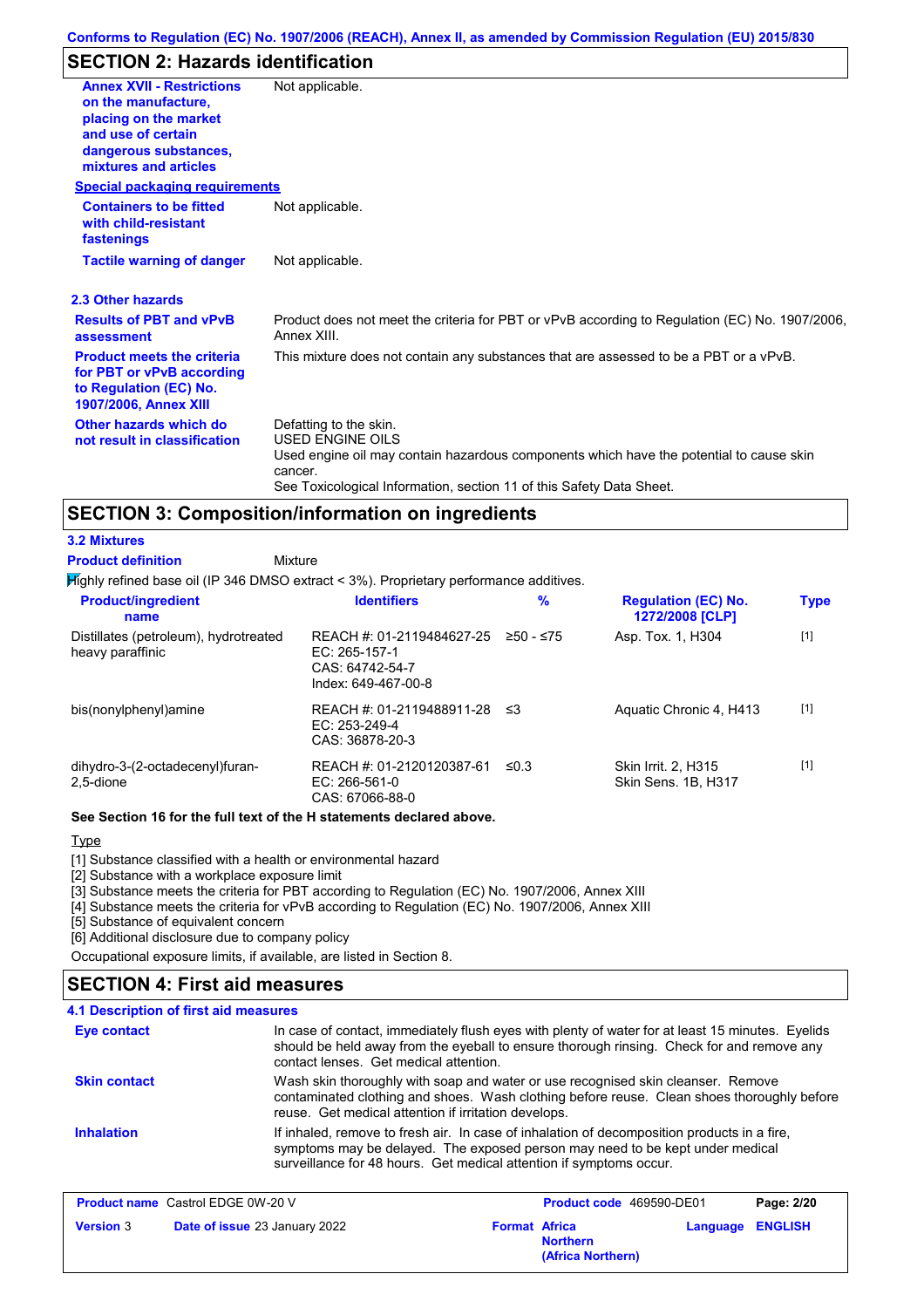## SECTION 2: Hazards identification

**Annex XVII - Restrictions on the manufacture, placing on the market and use of certain dangerous substances, mixtures and articles**: Not applicable.

**Special packaging requirements**

**Containers to be fitted with child-resistant fastenings**: Not applicable.

**Tactile warning of danger**: Not applicable.

### 2.3 Other hazards

**Results of PBT and vPvB assessment**: Product does not meet the criteria for PBT or vPvB according to Regulation (EC) No. 1907/2006, Annex XIII.

**Product meets the criteria for PBT or vPvB according to Regulation (EC) No. 1907/2006, Annex XIII**: This mixture does not contain any substances that are assessed to be a PBT or a vPvB.

**Other hazards which do not result in classification**: Defatting to the skin.
USED ENGINE OILS
Used engine oil may contain hazardous components which have the potential to cause skin cancer.
See Toxicological Information, section 11 of this Safety Data Sheet.

## SECTION 3: Composition/information on ingredients

### 3.2 Mixtures

**Product definition**: Mixture

Highly refined base oil (IP 346 DMSO extract < 3%). Proprietary performance additives.

| Product/ingredient name | Identifiers | % | Regulation (EC) No. 1272/2008 [CLP] | Type |
|---|---|---|---|---|
| Distillates (petroleum), hydrotreated heavy paraffinic | REACH #: 01-2119484627-25<br>EC: 265-157-1<br>CAS: 64742-54-7<br>Index: 649-467-00-8 | ≥50 - ≤75 | Asp. Tox. 1, H304 | [1] |
| bis(nonylphenyl)amine | REACH #: 01-2119488911-28<br>EC: 253-249-4<br>CAS: 36878-20-3 | ≤3 | Aquatic Chronic 4, H413 | [1] |
| dihydro-3-(2-octadecenyl)furan-2,5-dione | REACH #: 01-2120120387-61<br>EC: 266-561-0<br>CAS: 67066-88-0 | ≤0.3 | Skin Irrit. 2, H315<br>Skin Sens. 1B, H317 | [1] |

**See Section 16 for the full text of the H statements declared above.**

Type

[1] Substance classified with a health or environmental hazard
[2] Substance with a workplace exposure limit
[3] Substance meets the criteria for PBT according to Regulation (EC) No. 1907/2006, Annex XIII
[4] Substance meets the criteria for vPvB according to Regulation (EC) No. 1907/2006, Annex XIII
[5] Substance of equivalent concern
[6] Additional disclosure due to company policy

Occupational exposure limits, if available, are listed in Section 8.

## SECTION 4: First aid measures

### 4.1 Description of first aid measures

**Eye contact**: In case of contact, immediately flush eyes with plenty of water for at least 15 minutes. Eyelids should be held away from the eyeball to ensure thorough rinsing. Check for and remove any contact lenses. Get medical attention.

**Skin contact**: Wash skin thoroughly with soap and water or use recognised skin cleanser. Remove contaminated clothing and shoes. Wash clothing before reuse. Clean shoes thoroughly before reuse. Get medical attention if irritation develops.

**Inhalation**: If inhaled, remove to fresh air. In case of inhalation of decomposition products in a fire, symptoms may be delayed. The exposed person may need to be kept under medical surveillance for 48 hours. Get medical attention if symptoms occur.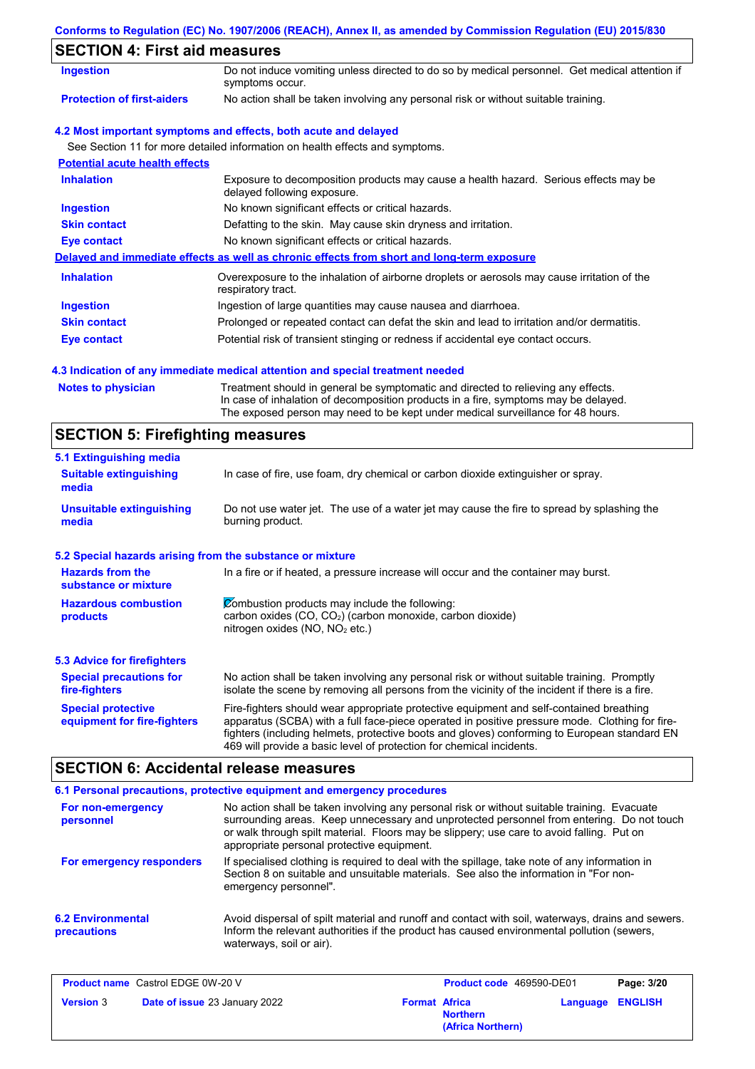## SECTION 4: First aid measures

| | |
|---|---|
| **Ingestion** | Do not induce vomiting unless directed to do so by medical personnel. Get medical attention if symptoms occur. |
| **Protection of first-aiders** | No action shall be taken involving any personal risk or without suitable training. |

### 4.2 Most important symptoms and effects, both acute and delayed

See Section 11 for more detailed information on health effects and symptoms.

**Potential acute health effects**

| | |
|---|---|
| **Inhalation** | Exposure to decomposition products may cause a health hazard. Serious effects may be delayed following exposure. |
| **Ingestion** | No known significant effects or critical hazards. |
| **Skin contact** | Defatting to the skin. May cause skin dryness and irritation. |
| **Eye contact** | No known significant effects or critical hazards. |

**Delayed and immediate effects as well as chronic effects from short and long-term exposure**

| | |
|---|---|
| **Inhalation** | Overexposure to the inhalation of airborne droplets or aerosols may cause irritation of the respiratory tract. |
| **Ingestion** | Ingestion of large quantities may cause nausea and diarrhoea. |
| **Skin contact** | Prolonged or repeated contact can defat the skin and lead to irritation and/or dermatitis. |
| **Eye contact** | Potential risk of transient stinging or redness if accidental eye contact occurs. |

### 4.3 Indication of any immediate medical attention and special treatment needed

| | |
|---|---|
| **Notes to physician** | Treatment should in general be symptomatic and directed to relieving any effects. In case of inhalation of decomposition products in a fire, symptoms may be delayed. The exposed person may need to be kept under medical surveillance for 48 hours. |

## SECTION 5: Firefighting measures

### 5.1 Extinguishing media

| | |
|---|---|
| **Suitable extinguishing media** | In case of fire, use foam, dry chemical or carbon dioxide extinguisher or spray. |
| **Unsuitable extinguishing media** | Do not use water jet. The use of a water jet may cause the fire to spread by splashing the burning product. |

### 5.2 Special hazards arising from the substance or mixture

| | |
|---|---|
| **Hazards from the substance or mixture** | In a fire or if heated, a pressure increase will occur and the container may burst. |
| **Hazardous combustion products** | Combustion products may include the following: carbon oxides (CO, $CO_2$) (carbon monoxide, carbon dioxide) nitrogen oxides (NO, $NO_2$ etc.) |

### 5.3 Advice for firefighters

| | |
|---|---|
| **Special precautions for fire-fighters** | No action shall be taken involving any personal risk or without suitable training. Promptly isolate the scene by removing all persons from the vicinity of the incident if there is a fire. |
| **Special protective equipment for fire-fighters** | Fire-fighters should wear appropriate protective equipment and self-contained breathing apparatus (SCBA) with a full face-piece operated in positive pressure mode. Clothing for fire-fighters (including helmets, protective boots and gloves) conforming to European standard EN 469 will provide a basic level of protection for chemical incidents. |

## SECTION 6: Accidental release measures

### 6.1 Personal precautions, protective equipment and emergency procedures

| | |
|---|---|
| **For non-emergency personnel** | No action shall be taken involving any personal risk or without suitable training. Evacuate surrounding areas. Keep unnecessary and unprotected personnel from entering. Do not touch or walk through spilt material. Floors may be slippery; use care to avoid falling. Put on appropriate personal protective equipment. |
| **For emergency responders** | If specialised clothing is required to deal with the spillage, take note of any information in Section 8 on suitable and unsuitable materials. See also the information in "For non-emergency personnel". |

| | |
|---|---|
| **6.2 Environmental precautions** | Avoid dispersal of spilt material and runoff and contact with soil, waterways, drains and sewers. Inform the relevant authorities if the product has caused environmental pollution (sewers, waterways, soil or air). |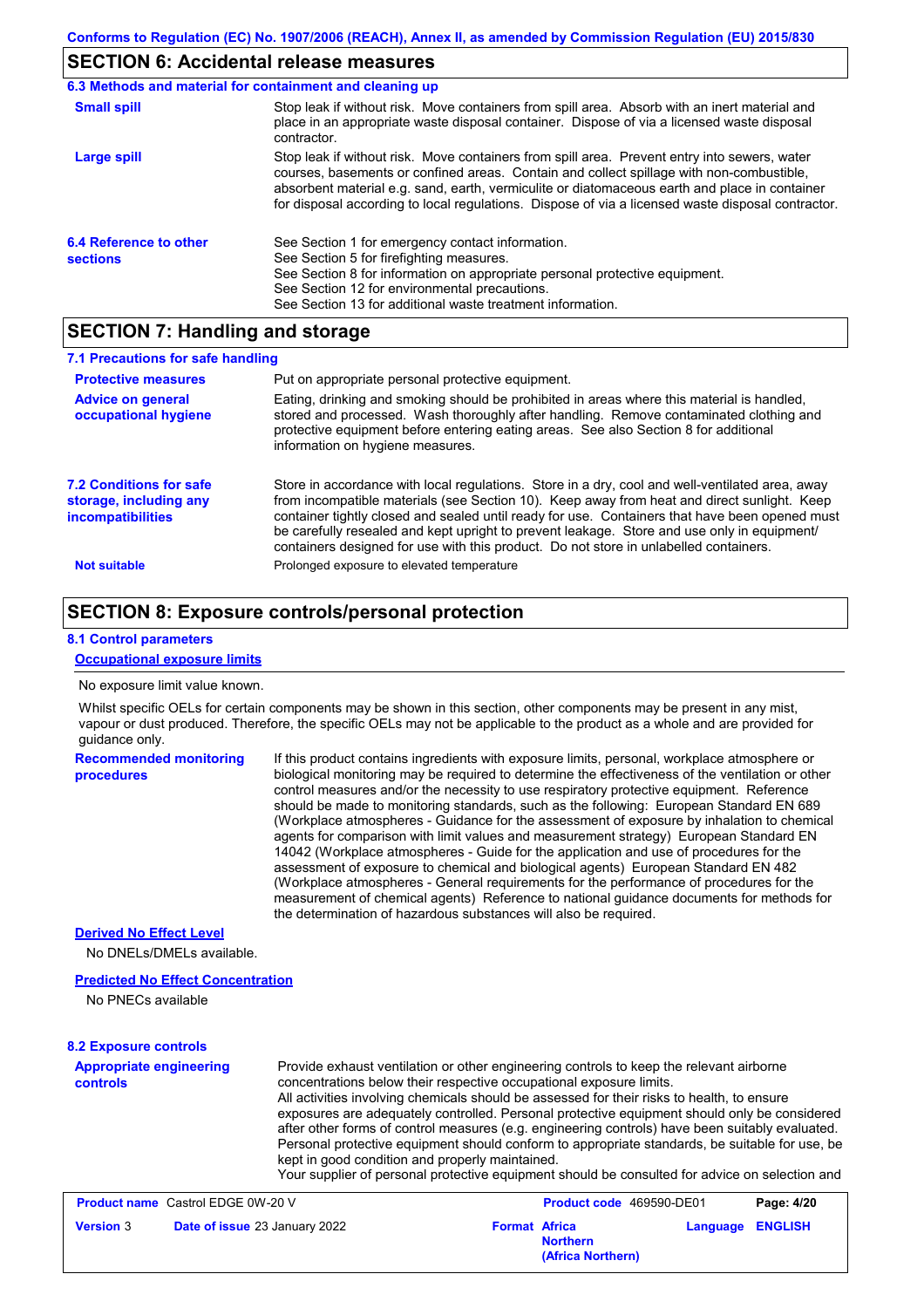## SECTION 6: Accidental release measures

### 6.3 Methods and material for containment and cleaning up

**Small spill**

Stop leak if without risk. Move containers from spill area. Absorb with an inert material and place in an appropriate waste disposal container. Dispose of via a licensed waste disposal contractor.

**Large spill**

Stop leak if without risk. Move containers from spill area. Prevent entry into sewers, water courses, basements or confined areas. Contain and collect spillage with non-combustible, absorbent material e.g. sand, earth, vermiculite or diatomaceous earth and place in container for disposal according to local regulations. Dispose of via a licensed waste disposal contractor.

### 6.4 Reference to other sections

See Section 1 for emergency contact information.
See Section 5 for firefighting measures.
See Section 8 for information on appropriate personal protective equipment.
See Section 12 for environmental precautions.
See Section 13 for additional waste treatment information.

## SECTION 7: Handling and storage

### 7.1 Precautions for safe handling

**Protective measures**

Put on appropriate personal protective equipment.

**Advice on general occupational hygiene**

Eating, drinking and smoking should be prohibited in areas where this material is handled, stored and processed. Wash thoroughly after handling. Remove contaminated clothing and protective equipment before entering eating areas. See also Section 8 for additional information on hygiene measures.

### 7.2 Conditions for safe storage, including any incompatibilities

Store in accordance with local regulations. Store in a dry, cool and well-ventilated area, away from incompatible materials (see Section 10). Keep away from heat and direct sunlight. Keep container tightly closed and sealed until ready for use. Containers that have been opened must be carefully resealed and kept upright to prevent leakage. Store and use only in equipment/containers designed for use with this product. Do not store in unlabelled containers.

**Not suitable**

Prolonged exposure to elevated temperature

## SECTION 8: Exposure controls/personal protection

### 8.1 Control parameters

**Occupational exposure limits**

No exposure limit value known.

Whilst specific OELs for certain components may be shown in this section, other components may be present in any mist, vapour or dust produced. Therefore, the specific OELs may not be applicable to the product as a whole and are provided for guidance only.

**Recommended monitoring procedures**

If this product contains ingredients with exposure limits, personal, workplace atmosphere or biological monitoring may be required to determine the effectiveness of the ventilation or other control measures and/or the necessity to use respiratory protective equipment. Reference should be made to monitoring standards, such as the following: European Standard EN 689 (Workplace atmospheres - Guidance for the assessment of exposure by inhalation to chemical agents for comparison with limit values and measurement strategy) European Standard EN 14042 (Workplace atmospheres - Guide for the application and use of procedures for the assessment of exposure to chemical and biological agents) European Standard EN 482 (Workplace atmospheres - General requirements for the performance of procedures for the measurement of chemical agents) Reference to national guidance documents for methods for the determination of hazardous substances will also be required.

**Derived No Effect Level**

No DNELs/DMELs available.

**Predicted No Effect Concentration**

No PNECs available

### 8.2 Exposure controls

**Appropriate engineering controls**

Provide exhaust ventilation or other engineering controls to keep the relevant airborne concentrations below their respective occupational exposure limits.
All activities involving chemicals should be assessed for their risks to health, to ensure exposures are adequately controlled. Personal protective equipment should only be considered after other forms of control measures (e.g. engineering controls) have been suitably evaluated. Personal protective equipment should conform to appropriate standards, be suitable for use, be kept in good condition and properly maintained.
Your supplier of personal protective equipment should be consulted for advice on selection and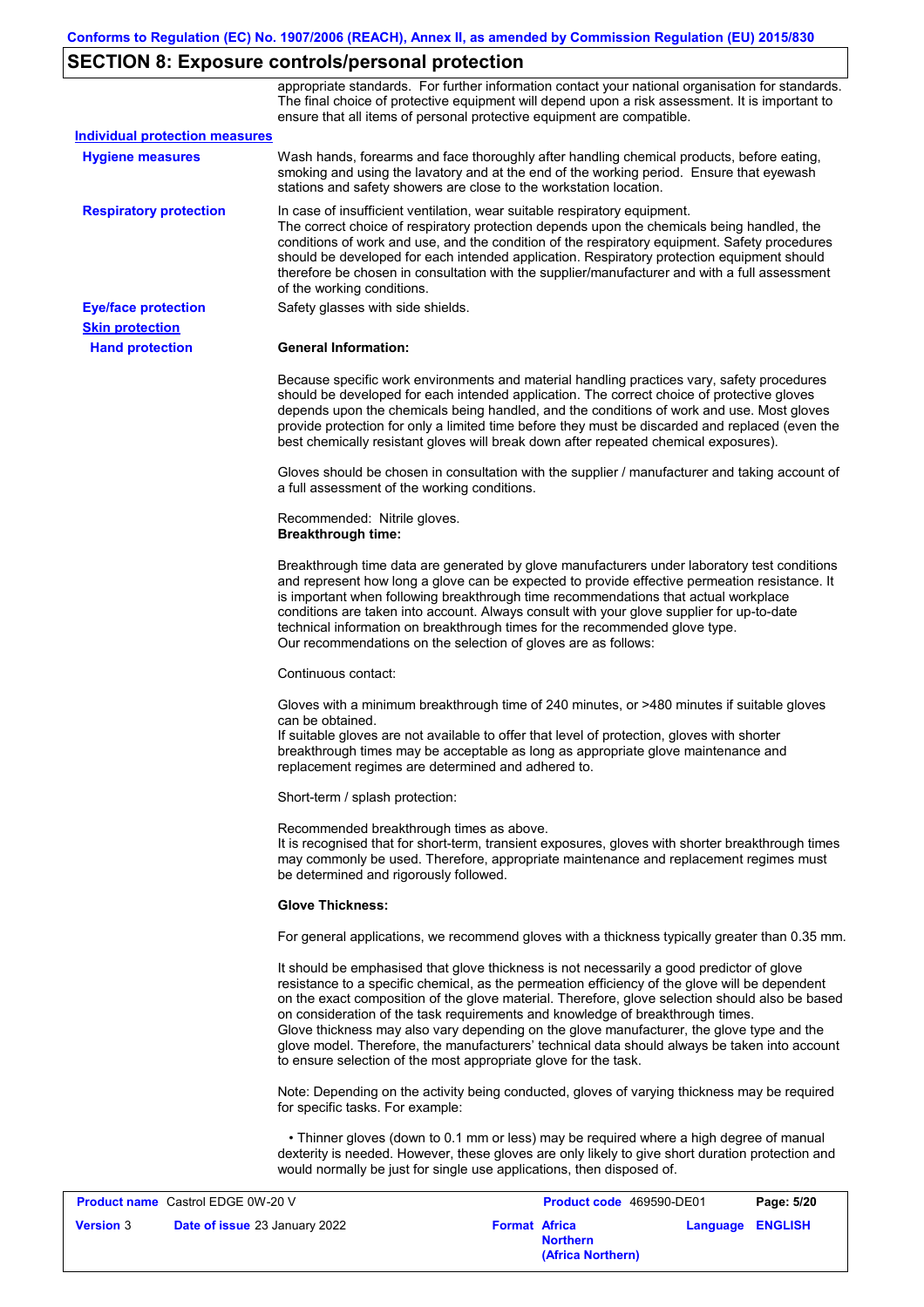## SECTION 8: Exposure controls/personal protection

appropriate standards. For further information contact your national organisation for standards. The final choice of protective equipment will depend upon a risk assessment. It is important to ensure that all items of personal protective equipment are compatible.

**Individual protection measures**

**Hygiene measures**

Wash hands, forearms and face thoroughly after handling chemical products, before eating, smoking and using the lavatory and at the end of the working period. Ensure that eyewash stations and safety showers are close to the workstation location.

**Respiratory protection**

In case of insufficient ventilation, wear suitable respiratory equipment.
The correct choice of respiratory protection depends upon the chemicals being handled, the conditions of work and use, and the condition of the respiratory equipment. Safety procedures should be developed for each intended application. Respiratory protection equipment should therefore be chosen in consultation with the supplier/manufacturer and with a full assessment of the working conditions.

**Eye/face protection**

Safety glasses with side shields.

**Skin protection**

**Hand protection**

**General Information:**

Because specific work environments and material handling practices vary, safety procedures should be developed for each intended application. The correct choice of protective gloves depends upon the chemicals being handled, and the conditions of work and use. Most gloves provide protection for only a limited time before they must be discarded and replaced (even the best chemically resistant gloves will break down after repeated chemical exposures).

Gloves should be chosen in consultation with the supplier / manufacturer and taking account of a full assessment of the working conditions.

Recommended: Nitrile gloves.
**Breakthrough time:**

Breakthrough time data are generated by glove manufacturers under laboratory test conditions and represent how long a glove can be expected to provide effective permeation resistance. It is important when following breakthrough time recommendations that actual workplace conditions are taken into account. Always consult with your glove supplier for up-to-date technical information on breakthrough times for the recommended glove type.
Our recommendations on the selection of gloves are as follows:

Continuous contact:

Gloves with a minimum breakthrough time of 240 minutes, or >480 minutes if suitable gloves can be obtained.
If suitable gloves are not available to offer that level of protection, gloves with shorter breakthrough times may be acceptable as long as appropriate glove maintenance and replacement regimes are determined and adhered to.

Short-term / splash protection:

Recommended breakthrough times as above.
It is recognised that for short-term, transient exposures, gloves with shorter breakthrough times may commonly be used. Therefore, appropriate maintenance and replacement regimes must be determined and rigorously followed.

**Glove Thickness:**

For general applications, we recommend gloves with a thickness typically greater than 0.35 mm.

It should be emphasised that glove thickness is not necessarily a good predictor of glove resistance to a specific chemical, as the permeation efficiency of the glove will be dependent on the exact composition of the glove material. Therefore, glove selection should also be based on consideration of the task requirements and knowledge of breakthrough times.
Glove thickness may also vary depending on the glove manufacturer, the glove type and the glove model. Therefore, the manufacturers' technical data should always be taken into account to ensure selection of the most appropriate glove for the task.

Note: Depending on the activity being conducted, gloves of varying thickness may be required for specific tasks. For example:

- Thinner gloves (down to 0.1 mm or less) may be required where a high degree of manual dexterity is needed. However, these gloves are only likely to give short duration protection and would normally be just for single use applications, then disposed of.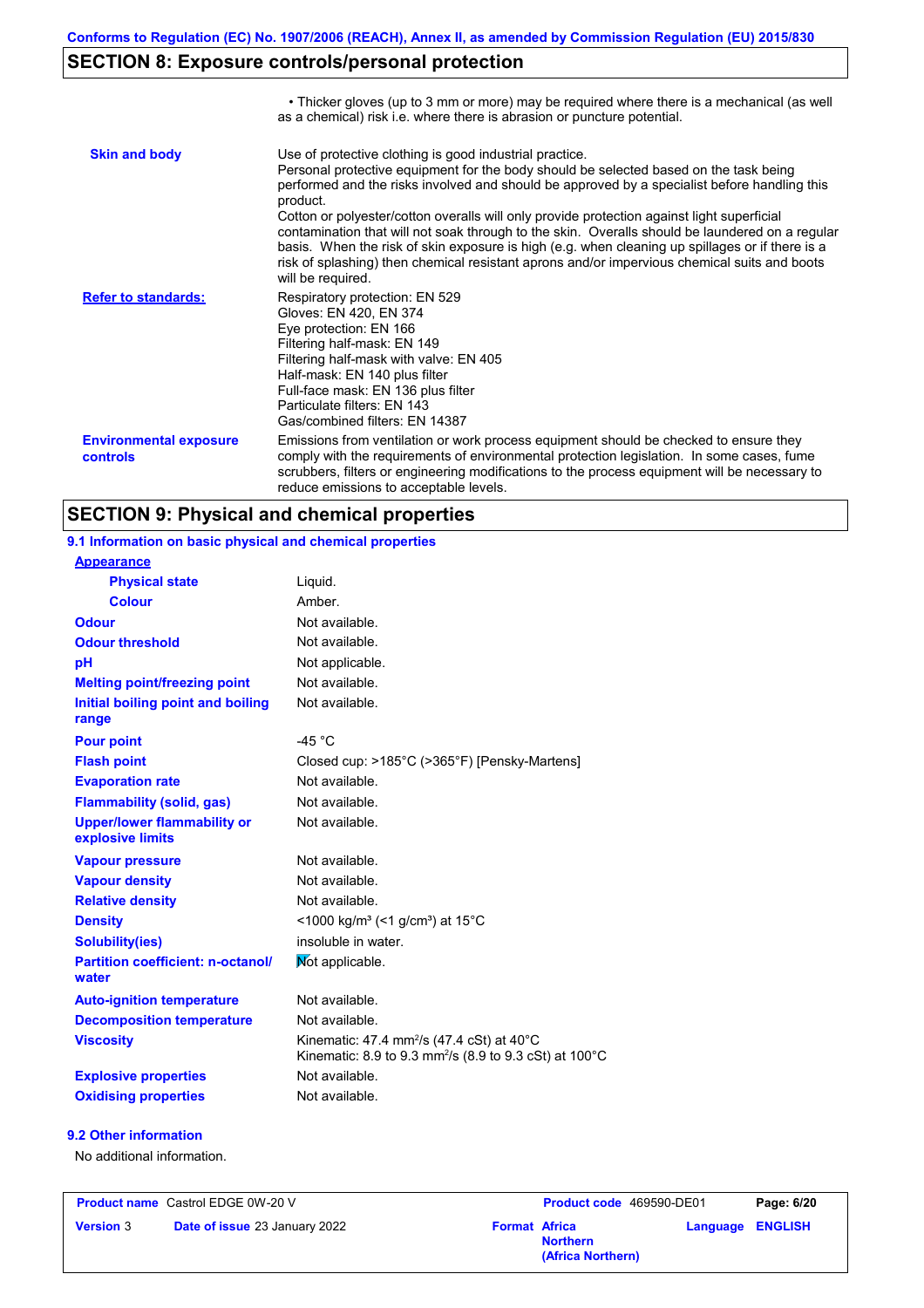## SECTION 8: Exposure controls/personal protection

- Thicker gloves (up to 3 mm or more) may be required where there is a mechanical (as well as a chemical) risk i.e. where there is abrasion or puncture potential.

| | |
|---|---|
| **Skin and body** | Use of protective clothing is good industrial practice. Personal protective equipment for the body should be selected based on the task being performed and the risks involved and should be approved by a specialist before handling this product. Cotton or polyester/cotton overalls will only provide protection against light superficial contamination that will not soak through to the skin. Overalls should be laundered on a regular basis. When the risk of skin exposure is high (e.g. when cleaning up spillages or if there is a risk of splashing) then chemical resistant aprons and/or impervious chemical suits and boots will be required. |
| **Refer to standards:** | Respiratory protection: EN 529<br>Gloves: EN 420, EN 374<br>Eye protection: EN 166<br>Filtering half-mask: EN 149<br>Filtering half-mask with valve: EN 405<br>Half-mask: EN 140 plus filter<br>Full-face mask: EN 136 plus filter<br>Particulate filters: EN 143<br>Gas/combined filters: EN 14387 |
| **Environmental exposure controls** | Emissions from ventilation or work process equipment should be checked to ensure they comply with the requirements of environmental protection legislation. In some cases, fume scrubbers, filters or engineering modifications to the process equipment will be necessary to reduce emissions to acceptable levels. |

## SECTION 9: Physical and chemical properties

### 9.1 Information on basic physical and chemical properties

| | |
|---|---|
| **Appearance** | |
| **Physical state** | Liquid. |
| **Colour** | Amber. |
| **Odour** | Not available. |
| **Odour threshold** | Not available. |
| **pH** | Not applicable. |
| **Melting point/freezing point** | Not available. |
| **Initial boiling point and boiling range** | Not available. |
| **Pour point** | -45 °C |
| **Flash point** | Closed cup: >185°C (>365°F) [Pensky-Martens] |
| **Evaporation rate** | Not available. |
| **Flammability (solid, gas)** | Not available. |
| **Upper/lower flammability or explosive limits** | Not available. |
| **Vapour pressure** | Not available. |
| **Vapour density** | Not available. |
| **Relative density** | Not available. |
| **Density** | <1000 kg/m³ (<1 g/cm³) at 15°C |
| **Solubility(ies)** | insoluble in water. |
| **Partition coefficient: n-octanol/water** | Not applicable. |
| **Auto-ignition temperature** | Not available. |
| **Decomposition temperature** | Not available. |
| **Viscosity** | Kinematic: 47.4 mm²/s (47.4 cSt) at 40°C<br>Kinematic: 8.9 to 9.3 mm²/s (8.9 to 9.3 cSt) at 100°C |
| **Explosive properties** | Not available. |
| **Oxidising properties** | Not available. |

### 9.2 Other information

No additional information.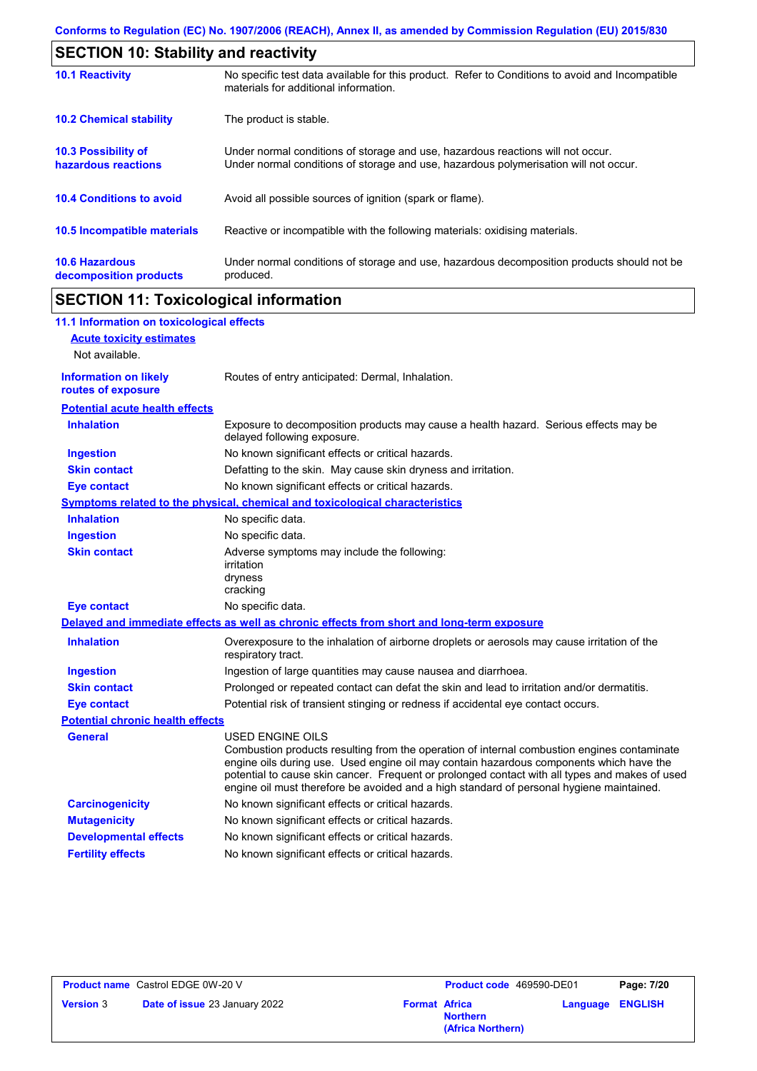## SECTION 10: Stability and reactivity

| | |
|---|---|
| **10.1 Reactivity** | No specific test data available for this product. Refer to Conditions to avoid and Incompatible materials for additional information. |
| **10.2 Chemical stability** | The product is stable. |
| **10.3 Possibility of hazardous reactions** | Under normal conditions of storage and use, hazardous reactions will not occur. Under normal conditions of storage and use, hazardous polymerisation will not occur. |
| **10.4 Conditions to avoid** | Avoid all possible sources of ignition (spark or flame). |
| **10.5 Incompatible materials** | Reactive or incompatible with the following materials: oxidising materials. |
| **10.6 Hazardous decomposition products** | Under normal conditions of storage and use, hazardous decomposition products should not be produced. |

## SECTION 11: Toxicological information

### 11.1 Information on toxicological effects

**Acute toxicity estimates**

Not available.

**Information on likely routes of exposure**: Routes of entry anticipated: Dermal, Inhalation.

**Potential acute health effects**

| | |
|---|---|
| **Inhalation** | Exposure to decomposition products may cause a health hazard. Serious effects may be delayed following exposure. |
| **Ingestion** | No known significant effects or critical hazards. |
| **Skin contact** | Defatting to the skin. May cause skin dryness and irritation. |
| **Eye contact** | No known significant effects or critical hazards. |

**Symptoms related to the physical, chemical and toxicological characteristics**

| | |
|---|---|
| **Inhalation** | No specific data. |
| **Ingestion** | No specific data. |
| **Skin contact** | Adverse symptoms may include the following: irritation dryness cracking |
| **Eye contact** | No specific data. |

**Delayed and immediate effects as well as chronic effects from short and long-term exposure**

| | |
|---|---|
| **Inhalation** | Overexposure to the inhalation of airborne droplets or aerosols may cause irritation of the respiratory tract. |
| **Ingestion** | Ingestion of large quantities may cause nausea and diarrhoea. |
| **Skin contact** | Prolonged or repeated contact can defat the skin and lead to irritation and/or dermatitis. |
| **Eye contact** | Potential risk of transient stinging or redness if accidental eye contact occurs. |

**Potential chronic health effects**

| | |
|---|---|
| **General** | USED ENGINE OILS Combustion products resulting from the operation of internal combustion engines contaminate engine oils during use. Used engine oil may contain hazardous components which have the potential to cause skin cancer. Frequent or prolonged contact with all types and makes of used engine oil must therefore be avoided and a high standard of personal hygiene maintained. |
| **Carcinogenicity** | No known significant effects or critical hazards. |
| **Mutagenicity** | No known significant effects or critical hazards. |
| **Developmental effects** | No known significant effects or critical hazards. |
| **Fertility effects** | No known significant effects or critical hazards. |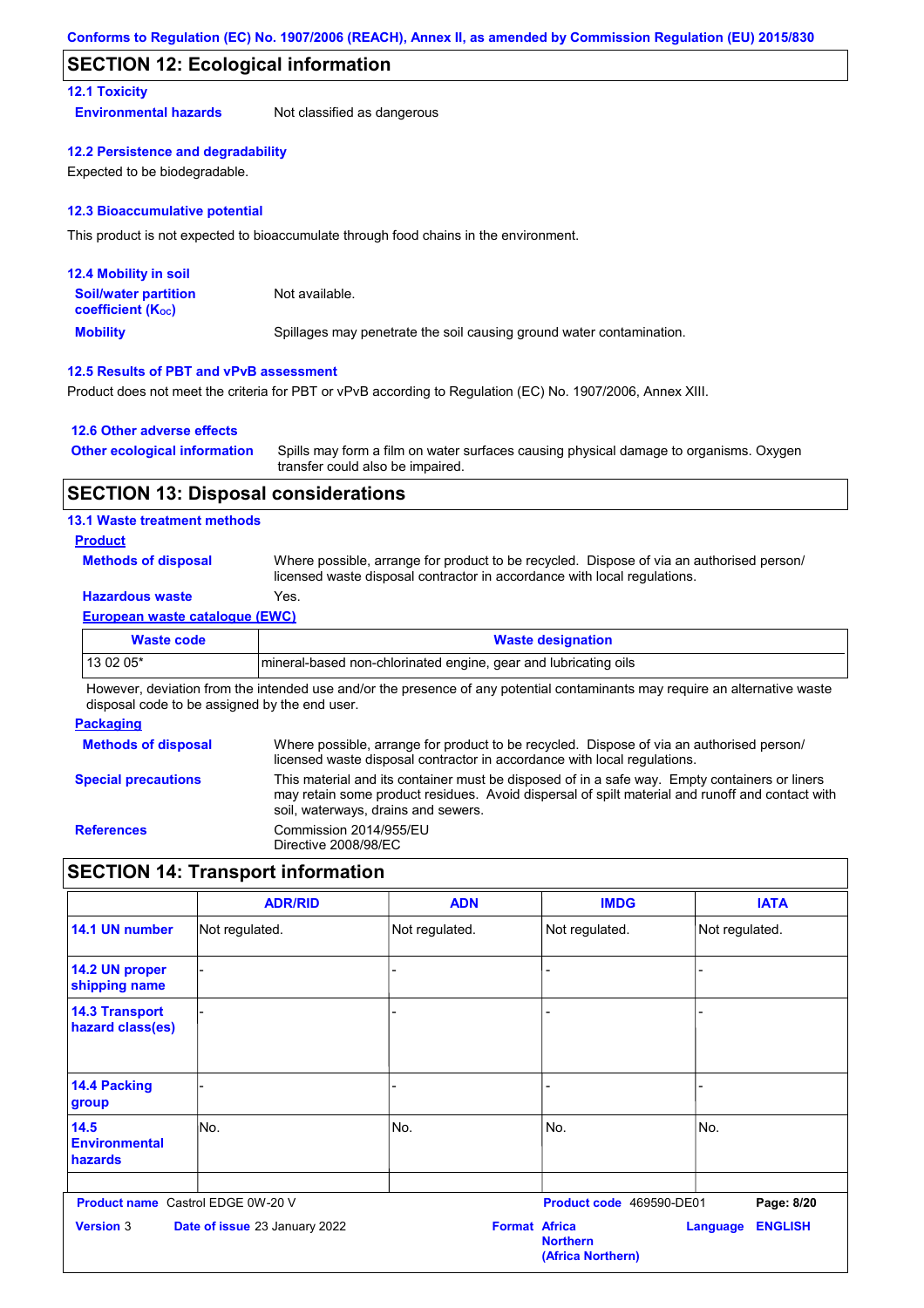## SECTION 12: Ecological information

### 12.1 Toxicity

**Environmental hazards** Not classified as dangerous

### 12.2 Persistence and degradability

Expected to be biodegradable.

### 12.3 Bioaccumulative potential

This product is not expected to bioaccumulate through food chains in the environment.

### 12.4 Mobility in soil

**Soil/water partition coefficient ($K_{OC}$)** Not available.

**Mobility** Spillages may penetrate the soil causing ground water contamination.

### 12.5 Results of PBT and vPvB assessment

Product does not meet the criteria for PBT or vPvB according to Regulation (EC) No. 1907/2006, Annex XIII.

### 12.6 Other adverse effects

**Other ecological information** Spills may form a film on water surfaces causing physical damage to organisms. Oxygen transfer could also be impaired.

## SECTION 13: Disposal considerations

### 13.1 Waste treatment methods

**Product**

**Methods of disposal** Where possible, arrange for product to be recycled. Dispose of via an authorised person/ licensed waste disposal contractor in accordance with local regulations.

**Hazardous waste** Yes.

**European waste catalogue (EWC)**

| Waste code | Waste designation |
|---|---|
| 13 02 05* | mineral-based non-chlorinated engine, gear and lubricating oils |

However, deviation from the intended use and/or the presence of any potential contaminants may require an alternative waste disposal code to be assigned by the end user.

**Packaging**

**Methods of disposal** Where possible, arrange for product to be recycled. Dispose of via an authorised person/ licensed waste disposal contractor in accordance with local regulations.

**Special precautions** This material and its container must be disposed of in a safe way. Empty containers or liners may retain some product residues. Avoid dispersal of spilt material and runoff and contact with soil, waterways, drains and sewers.

**References** Commission 2014/955/EU
Directive 2008/98/EC

## SECTION 14: Transport information

| | ADR/RID | ADN | IMDG | IATA |
|---|---|---|---|---|
| 14.1 UN number | Not regulated. | Not regulated. | Not regulated. | Not regulated. |
| 14.2 UN proper shipping name | - | - | - | - |
| 14.3 Transport hazard class(es) | - | - | - | - |
| 14.4 Packing group | - | - | - | - |
| 14.5 Environmental hazards | No. | No. | No. | No. |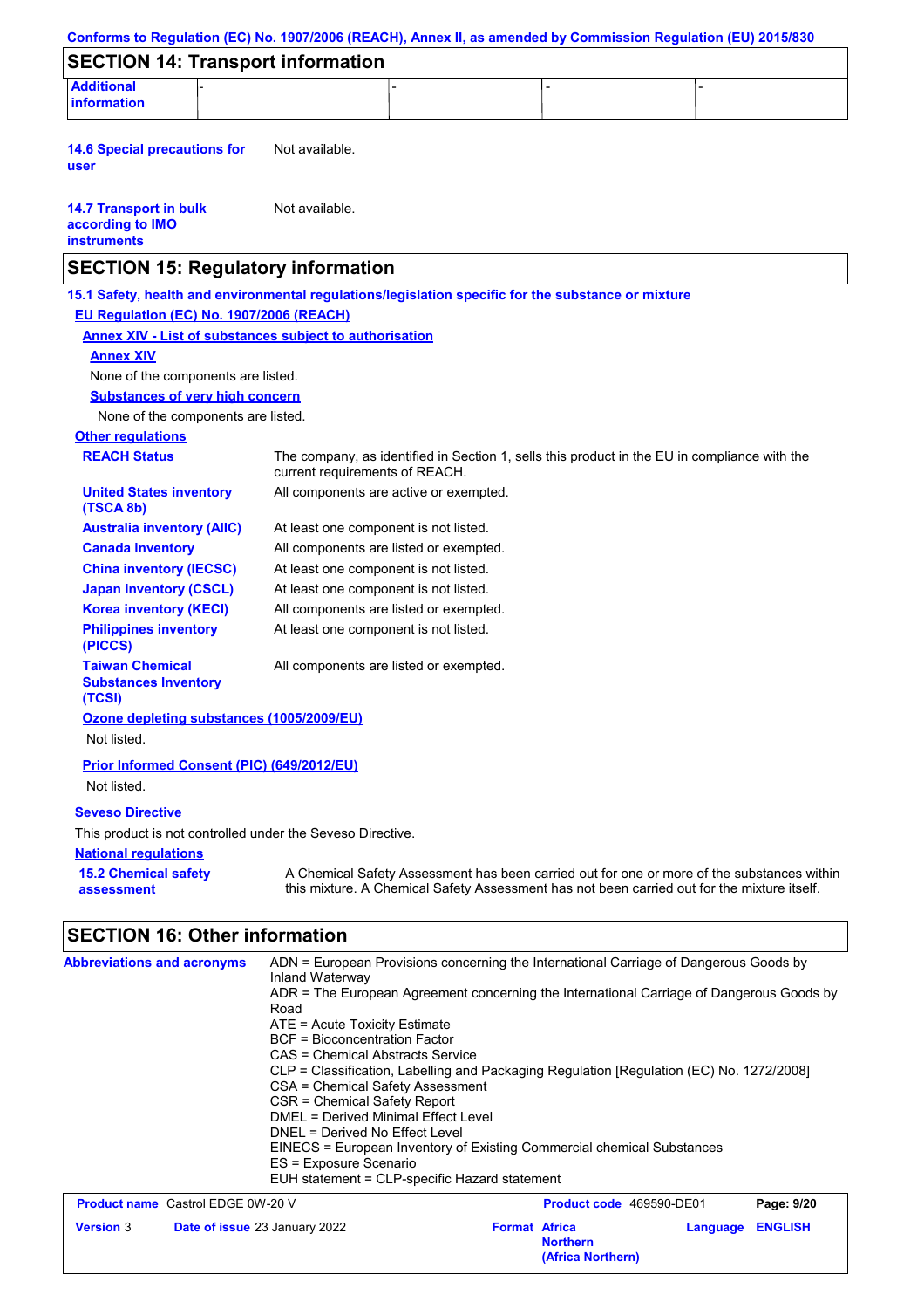Conforms to Regulation (EC) No. 1907/2006 (REACH), Annex II, as amended by Commission Regulation (EU) 2015/830

## SECTION 14: Transport information

| Additional information | - | - | - | - |
|---|---|---|---|---|

**14.6 Special precautions for user**: Not available.

**14.7 Transport in bulk according to IMO instruments**: Not available.

## SECTION 15: Regulatory information

**15.1 Safety, health and environmental regulations/legislation specific for the substance or mixture**

**EU Regulation (EC) No. 1907/2006 (REACH)**

**Annex XIV - List of substances subject to authorisation**

**Annex XIV**

None of the components are listed.

**Substances of very high concern**

None of the components are listed.

**Other regulations**

| | |
|---|---|
| **REACH Status** | The company, as identified in Section 1, sells this product in the EU in compliance with the current requirements of REACH. |
| **United States inventory (TSCA 8b)** | All components are active or exempted. |
| **Australia inventory (AIIC)** | At least one component is not listed. |
| **Canada inventory** | All components are listed or exempted. |
| **China inventory (IECSC)** | At least one component is not listed. |
| **Japan inventory (CSCL)** | At least one component is not listed. |
| **Korea inventory (KECI)** | All components are listed or exempted. |
| **Philippines inventory (PICCS)** | At least one component is not listed. |
| **Taiwan Chemical Substances Inventory (TCSI)** | All components are listed or exempted. |

**Ozone depleting substances (1005/2009/EU)**

Not listed.

**Prior Informed Consent (PIC) (649/2012/EU)**

Not listed.

**Seveso Directive**

This product is not controlled under the Seveso Directive.

**National regulations**

**15.2 Chemical safety assessment**: A Chemical Safety Assessment has been carried out for one or more of the substances within this mixture. A Chemical Safety Assessment has not been carried out for the mixture itself.

## SECTION 16: Other information

**Abbreviations and acronyms**

ADN = European Provisions concerning the International Carriage of Dangerous Goods by Inland Waterway
ADR = The European Agreement concerning the International Carriage of Dangerous Goods by Road
ATE = Acute Toxicity Estimate
BCF = Bioconcentration Factor
CAS = Chemical Abstracts Service
CLP = Classification, Labelling and Packaging Regulation [Regulation (EC) No. 1272/2008]
CSA = Chemical Safety Assessment
CSR = Chemical Safety Report
DMEL = Derived Minimal Effect Level
DNEL = Derived No Effect Level
EINECS = European Inventory of Existing Commercial chemical Substances
ES = Exposure Scenario
EUH statement = CLP-specific Hazard statement

| **Product name** Castrol EDGE 0W-20 V | **Product code** 469590-DE01 | |
|---|---|---|
| **Version** 3 **Date of issue** 23 January 2022 | **Format** Africa Northern (Africa Northern) | **Language** ENGLISH |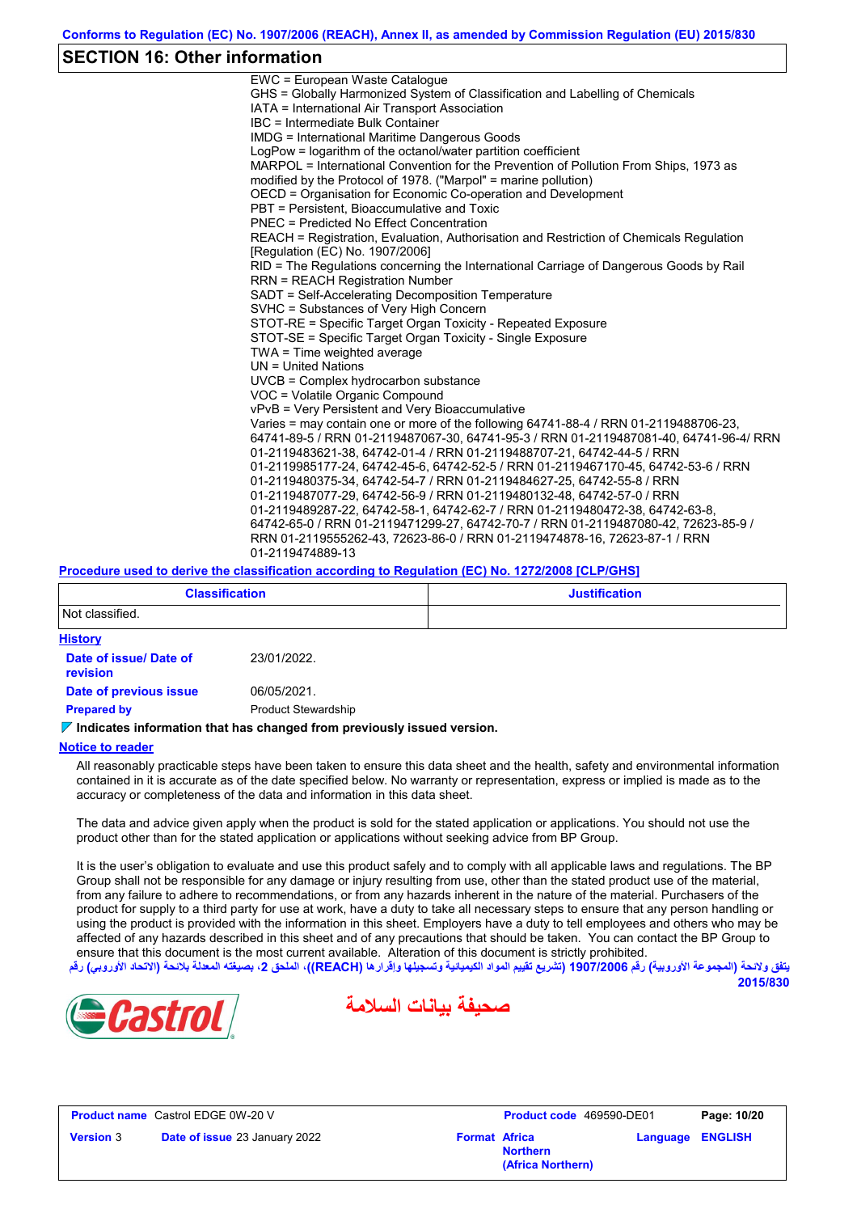## SECTION 16: Other information

EWC = European Waste Catalogue
GHS = Globally Harmonized System of Classification and Labelling of Chemicals
IATA = International Air Transport Association
IBC = Intermediate Bulk Container
IMDG = International Maritime Dangerous Goods
LogPow = logarithm of the octanol/water partition coefficient
MARPOL = International Convention for the Prevention of Pollution From Ships, 1973 as modified by the Protocol of 1978. ("Marpol" = marine pollution)
OECD = Organisation for Economic Co-operation and Development
PBT = Persistent, Bioaccumulative and Toxic
PNEC = Predicted No Effect Concentration
REACH = Registration, Evaluation, Authorisation and Restriction of Chemicals Regulation [Regulation (EC) No. 1907/2006]
RID = The Regulations concerning the International Carriage of Dangerous Goods by Rail
RRN = REACH Registration Number
SADT = Self-Accelerating Decomposition Temperature
SVHC = Substances of Very High Concern
STOT-RE = Specific Target Organ Toxicity - Repeated Exposure
STOT-SE = Specific Target Organ Toxicity - Single Exposure
TWA = Time weighted average
UN = United Nations
UVCB = Complex hydrocarbon substance
VOC = Volatile Organic Compound
vPvB = Very Persistent and Very Bioaccumulative
Varies = may contain one or more of the following 64741-88-4 / RRN 01-2119488706-23, 64741-89-5 / RRN 01-2119487067-30, 64741-95-3 / RRN 01-2119487081-40, 64741-96-4/ RRN 01-2119483621-38, 64742-01-4 / RRN 01-2119488707-21, 64742-44-5 / RRN 01-2119985177-24, 64742-45-6, 64742-52-5 / RRN 01-2119467170-45, 64742-53-6 / RRN 01-2119480375-34, 64742-54-7 / RRN 01-2119484627-25, 64742-55-8 / RRN 01-2119487077-29, 64742-56-9 / RRN 01-2119480132-48, 64742-57-0 / RRN 01-2119489287-22, 64742-58-1, 64742-62-7 / RRN 01-2119480472-38, 64742-63-8, 64742-65-0 / RRN 01-2119471299-27, 64742-70-7 / RRN 01-2119487080-42, 72623-85-9 / RRN 01-2119555262-43, 72623-86-0 / RRN 01-2119474878-16, 72623-87-1 / RRN 01-2119474889-13

**Procedure used to derive the classification according to Regulation (EC) No. 1272/2008 [CLP/GHS]**

| Classification | Justification |
|---|---|
| Not classified. | |

**History**

**Date of issue/ Date of revision** 23/01/2022.

**Date of previous issue** 06/05/2021.

**Prepared by** Product Stewardship

**Indicates information that has changed from previously issued version.**

**Notice to reader**

All reasonably practicable steps have been taken to ensure this data sheet and the health, safety and environmental information contained in it is accurate as of the date specified below. No warranty or representation, express or implied is made as to the accuracy or completeness of the data and information in this data sheet.

The data and advice given apply when the product is sold for the stated application or applications. You should not use the product other than for the stated application or applications without seeking advice from BP Group.

It is the user's obligation to evaluate and use this product safely and to comply with all applicable laws and regulations. The BP Group shall not be responsible for any damage or injury resulting from use, other than the stated product use of the material, from any failure to adhere to recommendations, or from any hazards inherent in the nature of the material. Purchasers of the product for supply to a third party for use at work, have a duty to take all necessary steps to ensure that any person handling or using the product is provided with the information in this sheet. Employers have a duty to tell employees and others who may be affected of any hazards described in this sheet and of any precautions that should be taken. You can contact the BP Group to ensure that this document is the most current available. Alteration of this document is strictly prohibited.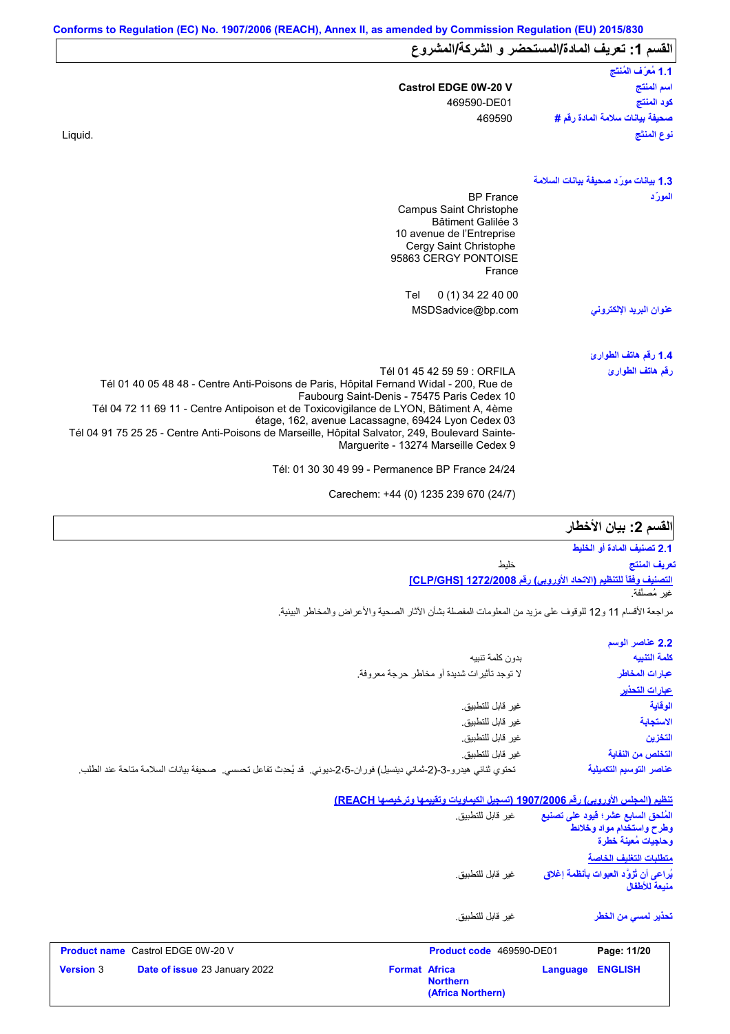Conforms to Regulation (EC) No. 1907/2006 (REACH), Annex II, as amended by Commission Regulation (EU) 2015/830

## القسم 1: تعريف المادة/المستحضر و الشركة/المشروع

### 1.1 مُعرِّف المُنتَج

| | |
|---|---|
| اسم المنتج | Castrol EDGE 0W-20 V |
| كود المنتج | 469590-DE01 |
| صحيفة بيانات سلامة المادة رقم # | 469590 |
| نوع المنتج | Liquid. |

### 1.3 بيانات مورِّد صحيفة بيانات السلامة

المورِّد

BP France
Campus Saint Christophe
Bâtiment Galilée 3
10 avenue de l'Entreprise
Cergy Saint Christophe
95863 CERGY PONTOISE
France

Tel 0 (1) 34 22 40 00

عنوان البريد الإلكتروني: MSDSadvice@bp.com

### 1.4 رقم هاتف الطوارئ

رقم هاتف الطوارئ

Tél 01 45 42 59 59 : ORFILA
Tél 01 40 05 48 48 - Centre Anti-Poisons de Paris, Hôpital Fernand Widal - 200, Rue de Faubourg Saint-Denis - 75475 Paris Cedex 10
Tél 04 72 11 69 11 - Centre Antipoison et de Toxicovigilance de LYON, Bâtiment A, 4ème étage, 162, avenue Lacassagne, 69424 Lyon Cedex 03
Tél 04 91 75 25 25 - Centre Anti-Poisons de Marseille, Hôpital Salvator, 249, Boulevard Sainte-Marguerite - 13274 Marseille Cedex 9

Tél: 01 30 30 49 99 - Permanence BP France 24/24

Carechem: +44 (0) 1235 239 670 (24/7)

## القسم 2: بيان الأخطار

### 2.1 تصنيف المادة أو الخليط

تعريف المنتج: خليط

**التصنيف وفقاً للتنظيم (الاتحاد الأوروبي) رقم 1272/2008 [CLP/GHS]**

غير مُصنَّفة.

مراجعة الأقسام 11 و12 للوقوف على مزيد من المعلومات المفصلة بشأن الآثار الصحية والأعراض والمخاطر البيئية.

### 2.2 عناصر الوسم

| | |
|---|---|
| كلمة التنبيه | بدون كلمة تنبيه |
| عبارات المخاطر | لا توجد تأثيرات شديدة أو مخاطر حرجة معروفة. |
| **عبارات التحذير** | |
| الوقاية | غير قابل للتطبيق. |
| الاستجابة | غير قابل للتطبيق. |
| التخزين | غير قابل للتطبيق. |
| التخلص من النفاية | غير قابل للتطبيق. |
| عناصر التوسيم التكميلية | تحتوي ثنائي هيدرو-3-(2-ثماني دينسيل) فوران-2،5-ديوني. قد يُحدث تفاعل تحسسي. صحيفة بيانات السلامة متاحة عند الطلب. |

**تنظيم (المجلس الأوروبي) رقم 1907/2006 (تسجيل الكيماويات وتقييمها وترخيصها REACH)**

| | |
|---|---|
| المُلحق السابع عشر؛ قيود على تصنيع وطرح واستخدام مواد وخلائط وحاجيات مُعينة خطرة | غير قابل للتطبيق. |

**متطلبات التغليف الخاصة**

| | |
|---|---|
| يُراعى أن تُزوَّد العبوات بأنظمة إغلاق منيعة للأطفال | غير قابل للتطبيق. |
| تحذير لمسي من الخطر | غير قابل للتطبيق. |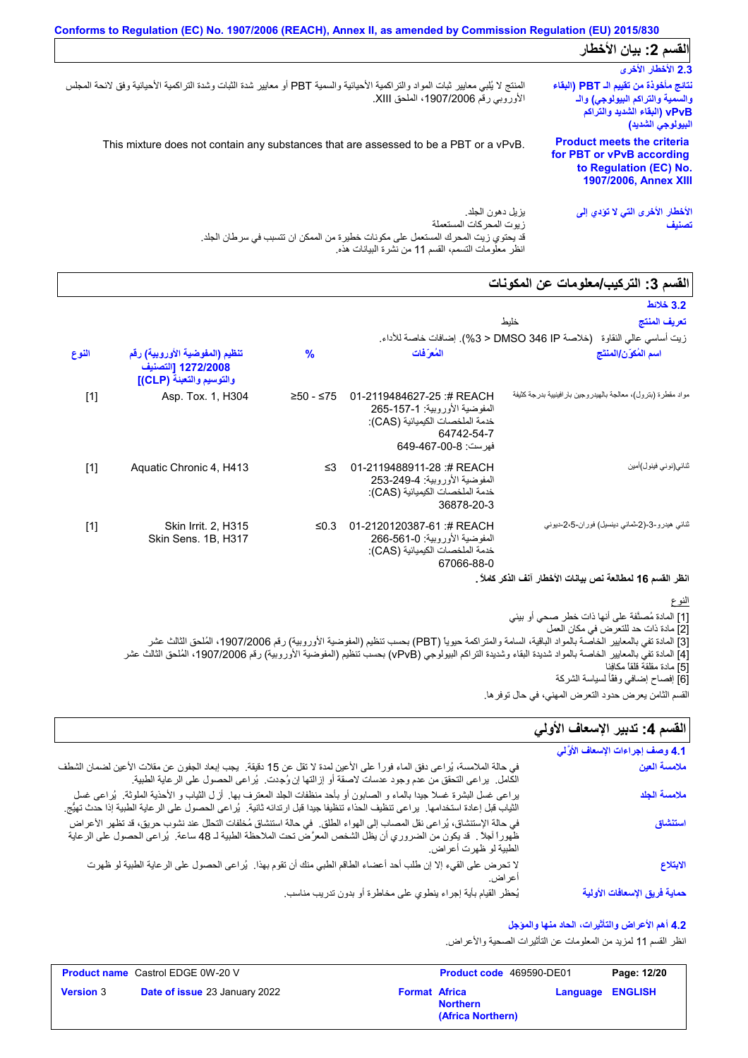Conforms to Regulation (EC) No. 1907/2006 (REACH), Annex II, as amended by Commission Regulation (EU) 2015/830

## القسم 2: بيان الأخطار

### 2.3 الأخطار الأخرى

**نتائج مأخوذة من تقييم الـ PBT (البقاء والسمية والتراكم البيولوجي) والـ vPvB (البقاء الشديد والتراكم البيولوجي الشديد)**

المنتج لا يُلبي معايير ثبات المواد والتراكمية الأحيائية والسمية PBT أو معايير شدة الثبات وشدة التراكمية الأحيائية وفق لائحة المجلس الأوروبي رقم 1907/2006، الملحق XIII.

**Product meets the criteria for PBT or vPvB according to Regulation (EC) No. 1907/2006, Annex XIII**

This mixture does not contain any substances that are assessed to be a PBT or a vPvB.

**الأخطار الأخرى التي لا تؤدي إلى تصنيف**

يزيل دهون الجلد.
زيوت المحركات المستعملة
قد يحتوي زيت المحرك المستعمل على مكونات خطيرة من الممكن ان تتسبب في سرطان الجلد.
انظر معلومات التسمم، القسم 11 من نشرة البيانات هذه.

## القسم 3: التركيب/معلومات عن المكونات

### 3.2 خلائط

**تعريف المنتج** خليط

زيت أساسي عالي النقاوة (خلاصة 346 DMSO IP < 3%). إضافات خاصة للأداء.

| اسم المُكوّن/المنتج | المُعرِّفات | % | تنظيم (المفوضية الأوروبية) رقم 1272/2008 [التصنيف والتوسيم والتعبئة (CLP)] | النوع |
|---|---|---|---|---|
| مواد مقطرة (بترول)، معالجة بالهيدروجين بارافينية بدرجة كثيفة | REACH #: 01-2119484627-25<br>المفوضية الأوروبية: 265-157-1<br>خدمة الملخصات الكيميائية (CAS): 64742-54-7<br>فهرست: 649-467-00-8 | ≥50 - ≤75 | Asp. Tox. 1, H304 | [1] |
| ثنائي(نونيل فينول)أمين | REACH #: 01-2119488911-28<br>المفوضية الأوروبية: 253-249-4<br>خدمة الملخصات الكيميائية (CAS): 36878-20-3 | ≤3 | Aquatic Chronic 4, H413 | [1] |
| ثنائي هيدرو-3-(2-ثماني دينيل) فوران-2،5-ديوني | REACH #: 01-2120120387-61<br>المفوضية الأوروبية: 266-561-0<br>خدمة الملخصات الكيميائية (CAS): 67066-88-0 | ≤0.3 | Skin Irrit. 2, H315<br>Skin Sens. 1B, H317 | [1] |

**انظر القسم 16 لمطالعة نص بيانات الأخطار آنف الذكر كاملاً .**

النوع

[1] المادة مُصنَّفة على أنها ذات خطر صحي أو بيئي
[2] مادة ذات حد للتعرض في مكان العمل
[3] المادة تفي بالمعايير الخاصة بالمواد الباقية، السامة والمتراكمة حيويا (PBT) بحسب تنظيم (المفوضية الأوروبية) رقم 1907/2006، المُلحق الثالث عشر
[4] المادة تفي بالمعايير الخاصة بالمواد شديدة البقاء وشديدة التراكم البيولوجي (vPvB) بحسب تنظيم (المفوضية الأوروبية) رقم 1907/2006، المُلحق الثالث عشر
[5] مادة مقلقة قلقاً مكافِئا
[6] إفصاح إضافي وفقاً لسياسة الشركة

القسم الثامن يعرض حدود التعرض المهني، في حال توفرها.

## القسم 4: تدبير الإسعاف الأولي

### 4.1 وصف إجراءات الإسعاف الأوّلي

**ملامسة العين**
في حالة الملامسة، يُراعى دفق الماء فورا على الأعين لمدة لا تقل عن 15 دقيقة. يجب إبعاد الجفون عن مقلات الأعين لضمان الشطف الكامل. يراعى التحقق من عدم وجود عدسات لاصقة أو إزالتها إن وُجِدت. يُراعى الحصول على الرعاية الطبية.

**ملامسة الجلد**
يراعى غسل البشرة غسلا جيدا بالماء و الصابون أو بأحد منظفات الجلد المعترف بها. أزل الثياب و الأحذية الملوثة. يُراعى غسل الثياب قبل إعادة استخدامها. يراعى تنظيف الحذاء تنظيفا جيدا قبل ارتدائه ثانية. يُراعى الحصول على الرعاية الطبية إذا حدث تهيُّج.

**استنشاق**
في حالة الإستنشاق، يُراعى نقل المصاب إلى الهواء الطلق. في حالة استنشاق مُخلفات التحلل عند نشوب حريق، قد تظهر الأعراض ظهوراً آجلاً . قد يكون من الضروري أن يظل الشخص المعرَّض تحت الملاحظة الطبية لـ 48 ساعة. يُراعى الحصول على الرعاية الطبية لو ظهرت أعراض.

**الابتلاع**
لا تحرض على القيء إلا إن طلب أحد أعضاء الطاقم الطبي منك أن تقوم بهذا. يُراعى الحصول على الرعاية الطبية لو ظهرت أعراض.

**حماية فريق الإسعافات الأولية**
يُحظر القيام بأية إجراء ينطوي على مخاطرة أو بدون تدريب مناسب.

### 4.2 أهم الأعراض والتأثيرات، الحاد منها والمؤجل

انظر القسم 11 لمزيد من المعلومات عن التأثيرات الصحية والأعراض.

| | | | |
|---|---|---|---|
| **Product name** Castrol EDGE 0W-20 V | | **Product code** 469590-DE01 | **Page: 12/20** |
| **Version** 3 | **Date of issue** 23 January 2022 | **Format** Africa Northern (Africa Northern) | **Language** ENGLISH |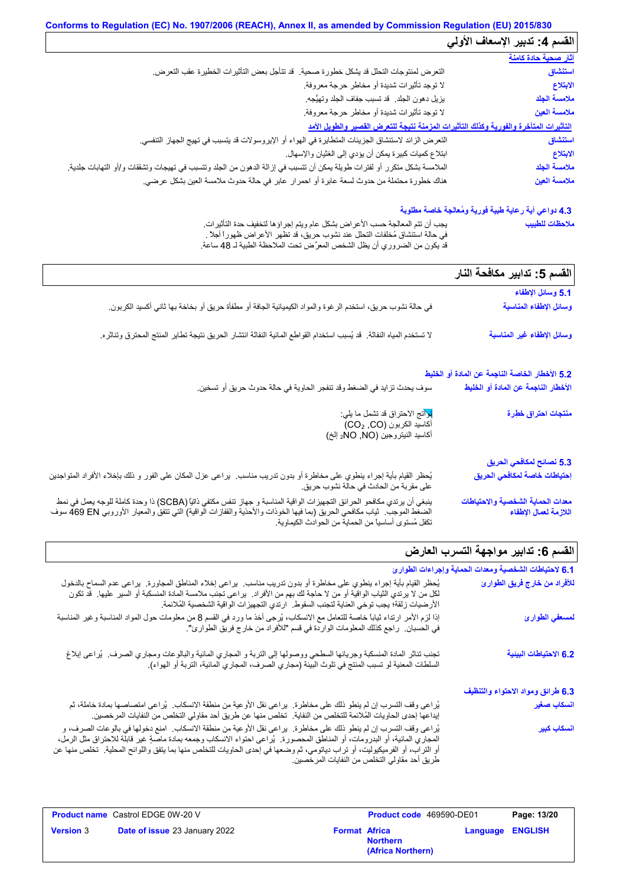## القسم 4: تدبير الإسعاف الأولي

**آثار صحية حادة كامنة**

| | |
|---|---|
| استنشاق | التعرض لمنتجات التحلل قد يشكل خطورة صحية. قد تتأجل بعض التأثيرات الخطيرة عقب التعرض. |
| الابتلاع | لا توجد تأثيرات شديدة أو مخاطر حرجة معروفة. |
| ملامسة الجلد | يزيل دهون الجلد. قد تسبب جفاف الجلد وتهيُّجه. |
| ملامسة العين | لا توجد تأثيرات شديدة أو مخاطر حرجة معروفة. |

**التأثيرات المتأخرة والفورية وكذلك التأثيرات المزمنة نتيجة للتعرض القصير والطويل الأمد**

| | |
|---|---|
| استنشاق | التعرض الزائد لاستنشاق الجزيئات المتطايرة في الهواء أو الإيروسولات قد يتسبب في تهيج الجهاز التنفسي. |
| الابتلاع | ابتلاع كميات كبيرة يمكن أن يؤدي إلى الغثيان والإسهال. |
| ملامسة الجلد | الملامسة بشكل متكرر أو لفترات طويلة يمكن أن تتسبب في إزالة الدهون من الجلد وتتسبب في تهيجات وتشققات و/أو التهابات جلدية. |
| ملامسة العين | هناك خطورة محتملة من حدوث لسعة عابرة أو احمرار عابر في حالة حدوث ملامسة العين بشكل عرضي. |

### 4.3 دواعي أية رعاية طبية فورية ومُعالجة خاصة مطلوبة

| | |
|---|---|
| ملاحظات للطبيب | يجب أن تتم المعالجة حسب الأعراض بشكل عام ويتم إجراؤها لتخفيف حدة التأثيرات. في حالة استنشاق مُخلفات التحلل عند نشوب حريق، قد تظهر الأعراض ظهوراً آجلاً. قد يكون من الضروري أن يظل الشخص المعرَّض تحت الملاحظة الطبية لـ 48 ساعة. |

## القسم 5: تدابير مكافحة النار

### 5.1 وسائل الإطفاء

| | |
|---|---|
| وسائل الإطفاء المناسبة | في حالة نشوب حريق، استخدم الرغوة والمواد الكيميائية الجافة أو مطفأة حريق أو بخاخة بها ثاني أكسيد الكربون. |
| وسائل الإطفاء غير المناسبة | لا تستخدم المياه النفاثة. قد يُسبب استخدام القواطع المائية النفاثة انتشار الحريق نتيجة تطاير المنتج المحترق وتناثره. |

### 5.2 الأخطار الخاصة الناجمة عن المادة أو الخليط

| | |
|---|---|
| الأخطار الناجمة عن المادة أو الخليط | سوف يحدث تزايد في الضغط وقد تنفجر الحاوية في حالة حدوث حريق أو تسخين. |
| منتجات احتراق خطرة | نواتج الاحتراق قد تشمل ما يلي: أكاسيد الكربون ($CO_2$, CO) أكاسيد النيتروجين (NO, $NO_2$ إلخ) |

### 5.3 نصائح لمكافحي الحريق

| | |
|---|---|
| إحتياطات خاصة لمكافحي الحريق | يُحظر القيام بأية إجراء ينطوي على مخاطرة أو بدون تدريب مناسب. يراعى عزل المكان على الفور و ذلك بإخلاء الأفراد المتواجدين على مقربة من الحادث في حالة نشوب حريق. |
| معدات الحماية الشخصية والاحتياطات اللازمة لعمال الإطفاء | ينبغي أن يرتدي مكافحو الحرائق التجهيزات الواقية المناسبة و جهاز تنفس مكتفي ذاتيًا (SCBA) ذا وحدة كاملة للوجه يعمل في نمط الضغط الموجب. ثياب مكافحي الحريق (بما فيها الخوذات والأحذية والقفازات الواقية) التي تتفق والمعيار الأوروبي EN 469 سوف تكفل مُستوى أساسياً من الحماية من الحوادث الكيماوية. |

## القسم 6: تدابير مواجهة التسرب العارض

### 6.1 لاحتياطات الشخصية ومعدات الحماية وإجراءات الطوارئ

| | |
|---|---|
| للأفراد من خارج فريق الطوارئ | يُحظر القيام بأية إجراء ينطوي على مخاطرة أو بدون تدريب مناسب. يراعى إخلاء المناطق المجاورة. يراعى عدم السماح بالدخول لكل من لا يرتدي الثياب الواقية أو من لا حاجة لك بهم من الأفراد. يراعى تجنب ملامسة المادة المنسكبة أو السير عليها. قد تكون الأرضيات زلقة؛ يجب توخي العناية لتجنب السقوط. ارتدي التجهيزات الواقية الشخصية المُلائمة. |
| لمسعفي الطوارئ | إذا لزم الأمر ارتداء ثياباً خاصة للتعامل مع الانسكاب، يُرجى أخذ ما ورد في القسم 8 من معلومات حول المواد المناسبة وغير المناسبة في الحسبان. راجع كذلك المعلومات الواردة في قسم "للأفراد من خارج فريق الطوارئ". |

| | |
|---|---|
| 6.2 الاحتياطات البيئية | تجنب تناثر المادة المنسكبة وجريانها السطحي ووصولها إلى التربة و المجاري المائية والبالوعات ومجاري الصرف. يُراعى إبلاغ السلطات المعنية لو تسبب المنتج في تلوث البيئة (مجاري الصرف، المجاري المائية، التربة أو الهواء). |

### 6.3 طرائق ومواد الاحتواء والتنظيف

| | |
|---|---|
| انسكاب صغير | يُراعى وقف التسرب إن لم ينطو ذلك على مخاطرة. يراعى نقل الأوعية من منطقة الانسكاب. يُراعى امتصاصها بمادة خاملة، ثم إيداعها إحدى الحاويات المُلائمة للتخلص من النفاية. تخلص منها عن طريق أحد مقاولي التخلص من النفايات المرخصين. |
| انسكاب كبير | يُراعى وقف التسرب إن لم ينطو ذلك على مخاطرة. يراعى نقل الأوعية من منطقة الانسكاب. امنع دخولها في بالوعات الصرف، و المجاري المائية، أو البدرومات، أو المناطق المحصورة. يُراعى احتواء الانسكاب وجمعه بمادة ماصةٍ غير قابلة للاحتراق مثل الرمل، أو التراب، أو الفرميكيوليت، أو تراب دياتومي، ثم وضعها في إحدى الحاويات للتخلص منها بما يتفق واللوائح المحلية. تخلص منها عن طريق أحد مقاولي التخلص من النفايات المرخصين. |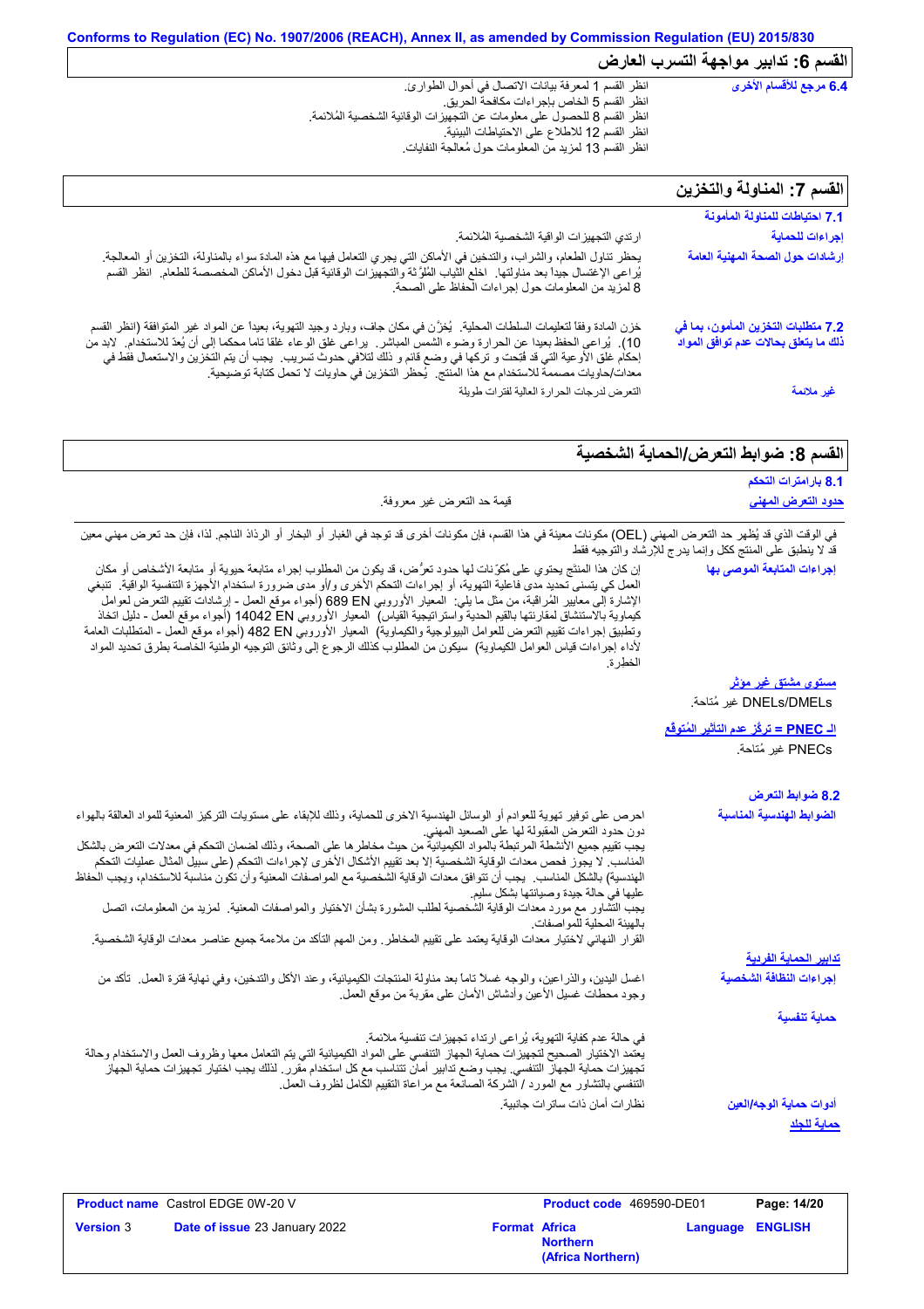## القسم 6: تدابير مواجهة التسرب العارض

**6.4 مرجع للأقسام الأخرى**

انظر القسم 1 لمعرفة بيانات الاتصال في أحوال الطوارئ.
انظر القسم 5 الخاص بإجراءات مكافحة الحريق.
انظر القسم 8 للحصول على معلومات عن التجهيزات الوقائية الشخصية المُلائمة.
انظر القسم 12 للاطلاع على الاحتياطات البيئية.
انظر القسم 13 لمزيد من المعلومات حول مُعالجة النفايات.

## القسم 7: المناولة والتخزين

**7.1 احتياطات للمناولة المأمونة**

**إجراءات للحماية**

ارتدي التجهيزات الواقية الشخصية المُلائمة.

**إرشادات حول الصحة المهنية العامة**

يحظر تناول الطعام، والشراب، والتدخين في الأماكن التي يجري التعامل فيها مع هذه المادة سواء بالمناولة، التخزين أو المعالجة. يُراعى الإغتسال جيداً بعد مناولتها. اخلع الثِّياب المُلوَّثة والتجهيزات الوقائية قبل دخول الأماكن المخصصة للطعام. انظر القسم 8 لمزيد من المعلومات حول إجراءات الحفاظ على الصحة.

**7.2 متطلبات التخزين المأمون، بما في ذلك ما يتعلق بحالات عدم توافق المواد**

خزن المادة وفقاً لتعليمات السلطات المحلية. يُخزَّن في مكان جاف، وبارد وجيد التهوية، بعيداً عن المواد غير المتوافقة (انظر القسم 10). يُراعى الحفظ بعيدا عن الحرارة وضوء الشمس المباشر. يراعى غلق الوعاء غلقا تاما محكما إلى أن يُعدّ للاستخدام. لابد من إحكام غلق الأوعية التي قد فُتِحت و تركها في وضع قائم و ذلك لتلافي حدوث تسريب. يجب أن يتم التخزين والاستعمال فقط في معدات/حاويات مصممة للاستخدام مع هذا المنتج. يُحظر التخزين في حاويات لا تحمل كتابة توضيحية.

**غير ملائمة**

التعرض لدرجات الحرارة العالية لفترات طويلة

## القسم 8: ضوابط التعرض/الحماية الشخصية

**8.1 بارامترات التحكم**

**حدود التعرض المهني**

قيمة حد التعرض غير معروفة.

في الوقت الذي قد يُظهر حد التعرض المهني (OEL) مكونات معينة في هذا القسم، فإن مكونات أخرى قد توجد في الغبار أو البخار أو الرذاذ الناجم. لذا، فإن حد تعرض مهني معين قد لا ينطبق على المنتج ككل وإنما يدرج للإرشاد والتوجيه فقط

**إجراءات المتابعة الموصى بها**

إن كان هذا المنتج يحتوي على مُكوّنات لها حدود تعرُّض، قد يكون من المطلوب إجراء متابعة حيوية أو متابعة الأشخاص أو مكان العمل كي يتسنى تحديد مدى فاعلية التهوية، أو إجراءات التحكم الأخرى و/أو مدى ضرورة استخدام الأجهزة التنفسية الواقية. تنبغي الإشارة إلى معايير المُراقبة، من مثل ما يلي: المعيار الأوروبي EN 689 (أجواء موقع العمل - إرشادات تقييم التعرض لعوامل كيماوية بالاستنشاق لمقارنتها بالقيم الحدية واستراتيجية القياس) المعيار الأوروبي EN 14042 (أجواء موقع العمل - دليل اتخاذ وتطبيق إجراءات تقييم التعرض للعوامل البيولوجية والكيماوية) المعيار الأوروبي EN 482 (أجواء موقع العمل - المتطلبات العامة لأداء إجراءات قياس العوامل الكيماوية) سيكون من المطلوب كذلك الرجوع إلى وثائق التوجيه الوطنية الخاصة بطرق تحديد المواد الخطرة.

**مستوى مشتق غير مؤثر**

DNELs/DMELs غير مُتاحة.

**الـ PNEC = تركّز عدم التأثير المُتوقّع**

PNECs غير مُتاحة.

**8.2 ضوابط التعرض**

**الضوابط الهندسية المناسبة**

احرص على توفير تهوية للعوادم أو الوسائل الهندسية الاخرى للحماية، وذلك للابقاء على مستويات التركيز المعنية للمواد العالقة بالهواء دون حدود التعرض المقبولة لها على الصعيد المهني.
يجب تقييم جميع الأنشطة المرتبطة بالمواد الكيميائية من حيث مخاطرها على الصحة، وذلك لضمان التحكم في معدلات التعرض بالشكل المناسب. لا يجوز فحص معدات الوقاية الشخصية إلا بعد تقييم الأشكال الأخرى لإجراءات التحكم (على سبيل المثال عمليات التحكم الهندسية) بالشكل المناسب. يجب أن تتوافق معدات الوقاية الشخصية مع المواصفات المعنية وأن تكون مناسبة للاستخدام، ويجب الحفاظ عليها في حالة جيدة وصيانتها بشكل سليم.
يجب التشاور مع مورد معدات الوقاية الشخصية لطلب المشورة بشأن الاختيار والمواصفات المعنية. لمزيد من المعلومات، اتصل بالهيئة المحلية للمواصفات.
القرار النهائي لاختيار معدات الوقاية يعتمد على تقييم المخاطر. ومن المهم التأكد من ملاءمة جميع عناصر معدات الوقاية الشخصية.

**تدابير الحماية الفردية**

**إجراءات النظافة الشخصية**

اغسل اليدين، والذراعين، والوجه غسلاً تاماً بعد مناولة المنتجات الكيميائية، وعند الأكل والتدخين، وفي نهاية فترة العمل. تأكد من وجود محطات غسيل الأعين وأدشاش الأمان على مقربة من موقع العمل.

**حماية تنفسية**

في حالة عدم كفاية التهوية، يُراعى ارتداء تجهيزات تنفسية ملائمة.
يعتمد الاختيار الصحيح لتجهيزات حماية الجهاز التنفسي على المواد الكيميائية التي يتم التعامل معها وظروف العمل والاستخدام وحالة تجهيزات حماية الجهاز التنفسي. يجب وضع تدابير أمان تتناسب مع كل استخدام مقرر. لذلك يجب اختيار تجهيزات حماية الجهاز التنفسي بالتشاور مع المورد / الشركة الصانعة مع مراعاة التقييم الكامل لظروف العمل.

**أدوات حماية الوجه/العين**

نظارات أمان ذات ساترات جانبية.

**حماية للجلد**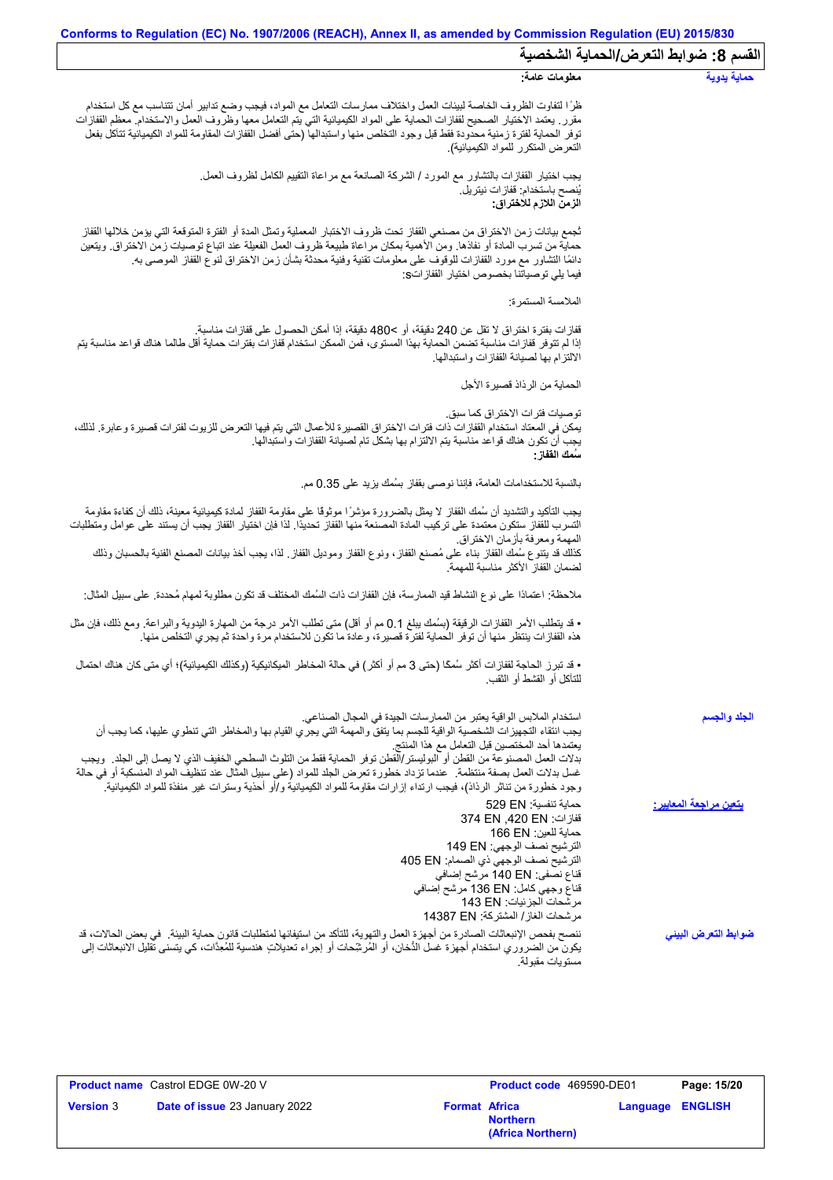## القسم 8: ضوابط التعرض/الحماية الشخصية

**حماية يدوية**

**معلومات عامة:**

ظرًا لتفاوت الظروف الخاصة لبيئات العمل واختلاف ممارسات التعامل مع المواد، فيجب وضع تدابير أمان تتناسب مع كل استخدام مقرر. يعتمد الاختيار الصحيح لقفازات الحماية على المواد الكيميائية التي يتم التعامل معها وظروف العمل والاستخدام. معظم القفازات توفر الحماية لفترة زمنية محدودة فقط قبل وجود التخلص منها واستبدالها (حتى أفضل القفازات المقاومة للمواد الكيميائية تتآكل بفعل التعرض المتكرر للمواد الكيميائية).

يجب اختيار القفازات بالتشاور مع المورد / الشركة الصانعة مع مراعاة التقييم الكامل لظروف العمل.
يُنصح باستخدام: قفازات نيتريل.

**الزمن اللازم للاختراق:**

تُجمع بيانات زمن الاختراق من مصنعي القفاز تحت ظروف الاختبار المعملية وتمثل المدة أو الفترة المتوقعة التي يؤمن خلالها القفاز حماية من تسرب المادة أو نفاذها. ومن الأهمية بمكان مراعاة طبيعة ظروف العمل الفعلية عند اتباع توصيات زمن الاختراق. ويتعين دائمًا التشاور مع مورد القفازات للوقوف على معلومات تقنية وفنية محدثة بشأن زمن الاختراق لنوع القفاز الموصى به.
فيما يلي توصياتنا بخصوص اختيار القفازاتs:

الملامسة المستمرة:

قفازات بفترة اختراق لا تقل عن 240 دقيقة، أو >480 دقيقة، إذا أمكن الحصول على قفازات مناسبة.
إذا لم تتوفر قفازات مناسبة تضمن الحماية بهذا المستوى، فمن الممكن استخدام قفازات بفترات حماية أقل طالما هناك قواعد مناسبة يتم الالتزام بها لصيانة القفازات واستبدالها.

الحماية من الرذاذ قصيرة الأجل

توصيات فترات الاختراق كما سبق.
يمكن في المعتاد استخدام القفازات ذات فترات الاختراق القصيرة للأعمال التي يتم فيها التعرض للزيوت لفترات قصيرة وعابرة. لذلك، يجب أن تكون هناك قواعد مناسبة يتم الالتزام بها بشكل تام لصيانة القفازات واستبدالها.

**سُمك القفاز:**

بالنسبة للاستخدامات العامة، فإننا نوصى بقفاز بسُمك يزيد على 0.35 مم.

يجب التأكيد والتشديد أن سُمك القفاز لا يمثل بالضرورة مؤشرًا موثوقًا على مقاومة القفاز لمادة كيميائية معينة، ذلك أن كفاءة مقاومة التسرب للقفاز ستكون معتمدة على تركيب المادة المصنعة منها القفاز تحديدًا. لذا فإن اختيار القفاز يجب أن يستند على عوامل ومتطلبات المهمة ومعرفة بأزمان الاختراق.
كذلك قد يتنوع سُمك القفاز بناء على مُصنع القفاز، ونوع القفاز وموديل القفاز. لذا، يجب أخذ بيانات المصنع الفنية بالحسبان وذلك لضمان القفاز الأكثر مناسبة للمهمة.

ملاحظة: اعتمادًا على نوع النشاط قيد الممارسة، فإن القفازات ذات السُمك المختلف قد تكون مطلوبة لمهام مُحددة. على سبيل المثال:

• قد يتطلب الأمر القفازات الرقيقة (بسُمك يبلغ 0.1 مم أو أقل) متى تطلب الأمر درجة من المهارة اليدوية والبراعة. ومع ذلك، فإن مثل هذه القفازات ينتظر منها أن توفر الحماية لفترة قصيرة، وعادة ما تكون للاستخدام مرة واحدة ثم يجري التخلص منها.

• قد تبرز الحاجة لقفازات أكثر سُمكًا (حتى 3 مم أو أكثر) في حالة المخاطر الميكانيكية (وكذلك الكيميائية)؛ أي متى كان هناك احتمال للتآكل أو القشط أو الثقب.

**الجلد والجسم**

استخدام الملابس الواقية يعتبر من الممارسات الجيدة في المجال الصناعي.
يجب انتقاء التجهيزات الشخصية الواقية للجسم بما يتفق والمهمة التي يجري القيام بها والمخاطر التي تنطوي عليها، كما يجب أن يعتمدها أحد المختصين قبل التعامل مع هذا المنتج.
بدلات العمل المصنوعة من القطن أو البوليستر/القطن توفر الحماية فقط من التلوث السطحي الخفيف الذي لا يصل إلى الجلد. ويجب غسل بدلات العمل بصفة منتظمة. عندما تزداد خطورة تعرض الجلد للمواد (على سبيل المثال عند تنظيف المواد المنسكبة أو في حالة وجود خطورة من تناثر الرذاذ)، فيجب ارتداء إزارات مقاومة للمواد الكيميائية و/أو أحذية وسترات غير منفذة للمواد الكيميائية.

**يتعين مراجعة المعايير:**

حماية تنفسية: EN 529
قفازات: EN 420, EN 374
حماية للعين: EN 166
الترشيح نصف الوجهي: EN 149
الترشيح نصف الوجهي ذي الصمام: EN 405
قناع نصفي: EN 140 مرشح إضافي
قناع وجهي كامل: EN 136 مرشح إضافي
مرشحات الجزئيات: EN 143
مرشحات الغاز / المشتركة: EN 14387

**ضوابط التعرض البيئي**

ننصح بفحص الإنبعاثات الصادرة من أجهزة العمل والتهوية، للتأكد من استيفائها لمتطلبات قانون حماية البيئة. في بعض الحالات، قد يكون من الضروري استخدام أجهزة غسل الدُّخان، أو المُرشِّحات أو إجراء تعديلاتٍ هندسية للمُعِدَّات، كي يتسنى تقليل الانبعاثات إلى مستويات مقبولة.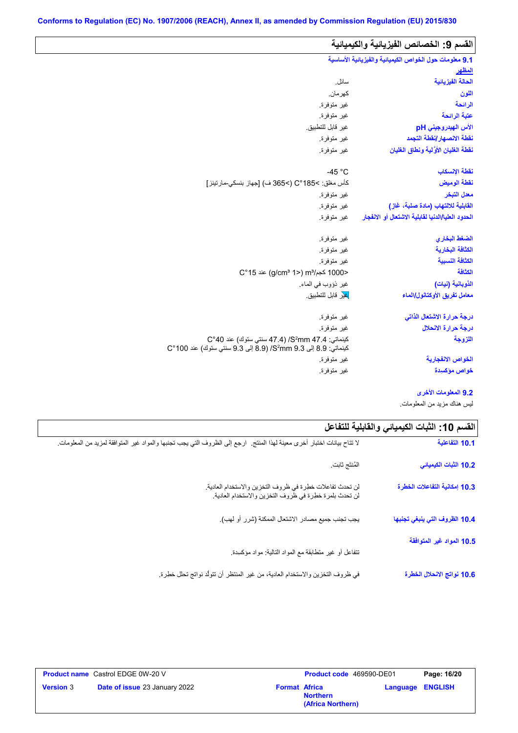Conforms to Regulation (EC) No. 1907/2006 (REACH), Annex II, as amended by Commission Regulation (EU) 2015/830

## القسم 9: الخصائص الفيزيائية والكيميائية

### 9.1 معلومات حول الخواص الكيميائية والفيزيائية الأساسية

**المظهر**

| | |
|---|---|
| **الحالة الفيزيائية** | سائل. |
| **اللون** | كهرمان. |
| **الرائحة** | غير متوفرة. |
| **عتبة الرائحة** | غير متوفرة. |
| **الأس الهيدروجيني pH** | غير قابل للتطبيق. |
| **نقطة الانصهار/نقطة التجمد** | غير متوفرة. |
| **نقطة الغليان الأوّلية ونطاق الغليان** | غير متوفرة. |
| **نقطة الإنسكاب** | -45 °C |
| **نقطة الوميض** | كأس مغلق: >185°C (>365 ف) [جهاز بنسكي-مارتينز] |
| **معدل التبخر** | غير متوفرة. |
| **القابلية للالتهاب (مادة صلبة، غاز)** | غير متوفرة. |
| **الحدود العليا/الدنيا لقابلية الاشتعال أو الانفجار** | غير متوفرة. |
| **الضغط البخاري** | غير متوفرة. |
| **الكثافة البخارية** | غير متوفرة. |
| **الكثافة النسبية** | غير متوفرة. |
| **الكثافة** | <1000 كجم/m³ (<1 g/cm³) عند 15°C |
| **الذوبانية (نيات)** | غير ذؤوب في الماء. |
| **معامل تفريق الأوكتانول/الماء** | غير قابل للتطبيق. |
| **درجة حرارة الاشتعال الذاتي** | غير متوفرة. |
| **درجة حرارة الانحلال** | غير متوفرة. |
| **اللزوجة** | كينماتي: 47.4 mm²/S (47.4 سنتي ستوك) عند 40°C<br>كينماتي: 8.9 إلى 9.3 mm²/S (8.9 إلى 9.3 سنتي ستوك) عند 100°C |
| **الخواص الانفجارية** | غير متوفرة. |
| **خواص مؤكسدة** | غير متوفرة. |

### 9.2 المعلومات الأخرى

ليس هناك مزيد من المعلومات.

## القسم 10: الثبات الكيميائي والقابلية للتفاعل

| | |
|---|---|
| **10.1 التفاعلية** | لا تتاح بيانات اختبار أخرى معينة لهذا المنتج. ارجع إلى الظروف التي يجب تجنبها والمواد غير المتوافقة لمزيد من المعلومات. |
| **10.2 الثبات الكيميائي** | المُنتج ثابت. |
| **10.3 إمكانية التفاعلات الخطرة** | لن تحدث تفاعلات خطرة في ظروف التخزين والاستخدام العادية.<br>لن تحدث بلمرة خطرة في ظروف التخزين والاستخدام العادية. |
| **10.4 الظروف التي ينبغي تجنبها** | يجب تجنب جميع مصادر الاشتعال الممكنة (شرر أو لهب). |
| **10.5 المواد غير المتوافقة** | تتفاعل أو غير متطابقة مع المواد التالية: مواد مؤكسدة. |
| **10.6 نواتج الانحلال الخطرة** | في ظروف التخزين والاستخدام العادية، من غير المنتظر أن تتولّد نواتج تحلل خطرة. |

| | | | |
|---|---|---|---|
| **Product name** Castrol EDGE 0W-20 V | | **Product code** 469590-DE01 | **Page: 16/20** |
| **Version** 3 | **Date of issue** 23 January 2022 | **Format Africa Northern (Africa Northern)** | **Language ENGLISH** |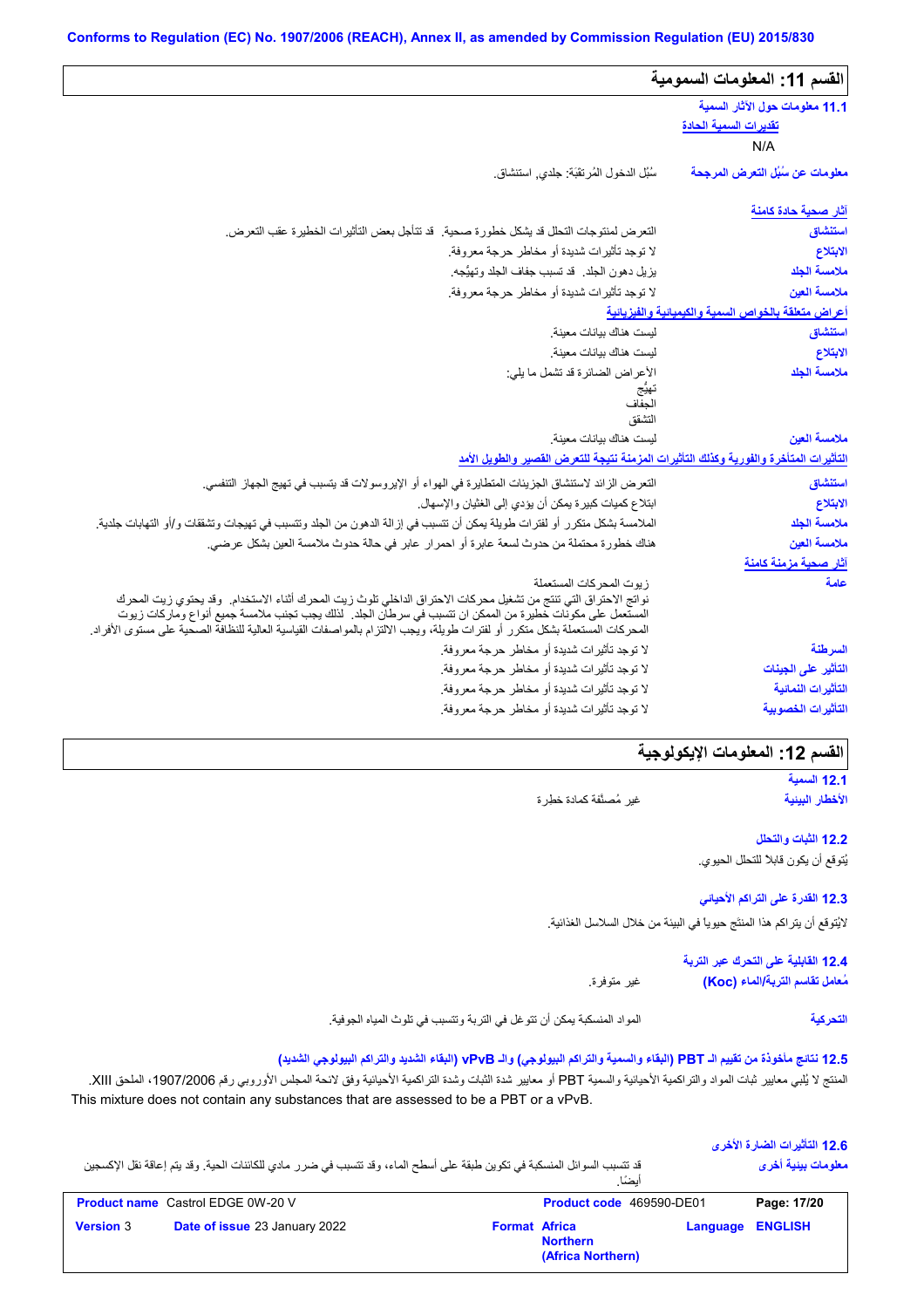Conforms to Regulation (EC) No. 1907/2006 (REACH), Annex II, as amended by Commission Regulation (EU) 2015/830

## القسم 11: المعلومات السمومية

### 11.1 معلومات حول الآثار السمية

**تقديرات السمية الحادة**

N/A

**معلومات عن سُبُل التعرض المرجحة**: سُبُل الدخول المُرتقَبَة: جلدي, استنشاق.

**آثار صحية حادة كامنة**

| | |
|---|---|
| استنشاق | التعرض لمنتوجات التحلل قد يشكل خطورة صحية. قد تتأجل بعض التأثيرات الخطيرة عقب التعرض. |
| الابتلاع | لا توجد تأثيرات شديدة أو مخاطر حرجة معروفة. |
| ملامسة الجلد | يزيل دهون الجلد. قد تسبب جفاف الجلد وتهيُّجه. |
| ملامسة العين | لا توجد تأثيرات شديدة أو مخاطر حرجة معروفة. |

**أعراض متعلقة بالخواص السمية والكيميائية والفيزيائية**

| | |
|---|---|
| استنشاق | ليست هناك بيانات معينة. |
| الابتلاع | ليست هناك بيانات معينة. |
| ملامسة الجلد | الأعراض الضائرة قد تشمل ما يلي: تهيُّج، الجفاف، التشقق |
| ملامسة العين | ليست هناك بيانات معينة. |

**التأثيرات المتأخرة والفورية وكذلك التأثيرات المزمنة نتيجة للتعرض القصير والطويل الأمد**

| | |
|---|---|
| استنشاق | التعرض الزائد لاستنشاق الجزيئات المتطايرة في الهواء أو الإيروسولات قد يتسبب في تهيج الجهاز التنفسي. |
| الابتلاع | ابتلاع كميات كبيرة يمكن أن يؤدي إلى الغثيان والإسهال. |
| ملامسة الجلد | الملامسة بشكل متكرر أو لفترات طويلة يمكن أن تتسبب في إزالة الدهون من الجلد وتتسبب في تهيجات وتشققات و/أو التهابات جلدية. |
| ملامسة العين | هناك خطورة محتملة من حدوث لسعة عابرة أو احمرار عابر في حالة حدوث ملامسة العين بشكل عرضي. |

**آثار صحية مزمنة كامنة**

| | |
|---|---|
| عامة | زيوت المحركات المستعملة<br>نواتج الاحتراق التي تنتج من تشغيل محركات الاحتراق الداخلي تلوث زيت المحرك أثناء الاستخدام. وقد يحتوي زيت المحرك المستعمل على مكونات خطيرة من الممكن ان تتسبب في سرطان الجلد. لذلك يجب تجنب ملامسة جميع أنواع وماركات زيوت المحركات المستعملة بشكل متكرر أو لفترات طويلة، ويجب الالتزام بالمواصفات القياسية العالية للنظافة الصحية على مستوى الأفراد. |
| السرطنة | لا توجد تأثيرات شديدة أو مخاطر حرجة معروفة. |
| التأثير على الجينات | لا توجد تأثيرات شديدة أو مخاطر حرجة معروفة. |
| التأثيرات النمائية | لا توجد تأثيرات شديدة أو مخاطر حرجة معروفة. |
| التأثيرات الخصوبية | لا توجد تأثيرات شديدة أو مخاطر حرجة معروفة. |

## القسم 12: المعلومات الإيكولوجية

### 12.1 السمية

**الأخطار البيئية**: غير مُصنَّفة كمادة خطرة

### 12.2 الثبات والتحلل

يُتوقع أن يكون قابلا للتحلل الحيوي.

### 12.3 القدرة على التراكم الأحيائي

لايُتوقع أن يتراكم هذا المنتج حيويا في البيئة من خلال السلاسل الغذائية.

### 12.4 القابلية على التحرك عبر التربة

**مُعامل تقاسم التربة/الماء (Koc)**: غير متوفرة.

**التحركية**: المواد المنسكبة يمكن أن تتوغل في التربة وتتسبب في تلوث المياه الجوفية.

### 12.5 نتائج مأخوذة من تقييم الـ PBT (البقاء والسمية والتراكم البيولوجي) والـ vPvB (البقاء الشديد والتراكم البيولوجي الشديد)

المنتج لا يُلبي معايير ثبات المواد والتراكمية الأحيائية والسمية PBT أو معايير شدة الثبات وشدة التراكمية الأحيائية وفق لائحة المجلس الأوروبي رقم 1907/2006، الملحق XIII.

This mixture does not contain any substances that are assessed to be a PBT or a vPvB.

### 12.6 التأثيرات الضارة الأخرى

**معلومات بيئية أخرى**: قد تتسبب السوائل المنسكبة في تكوين طبقة على أسطح الماء، وقد تتسبب في ضرر مادي للكائنات الحية. وقد يتم إعاقة نقل الإكسجين أيضًا.

| | | | |
|---|---|---|---|
| **Product name** Castrol EDGE 0W-20 V | | **Product code** 469590-DE01 | |
| **Version** 3 | **Date of issue** 23 January 2022 | **Format** Africa Northern (Africa Northern) | **Language** ENGLISH |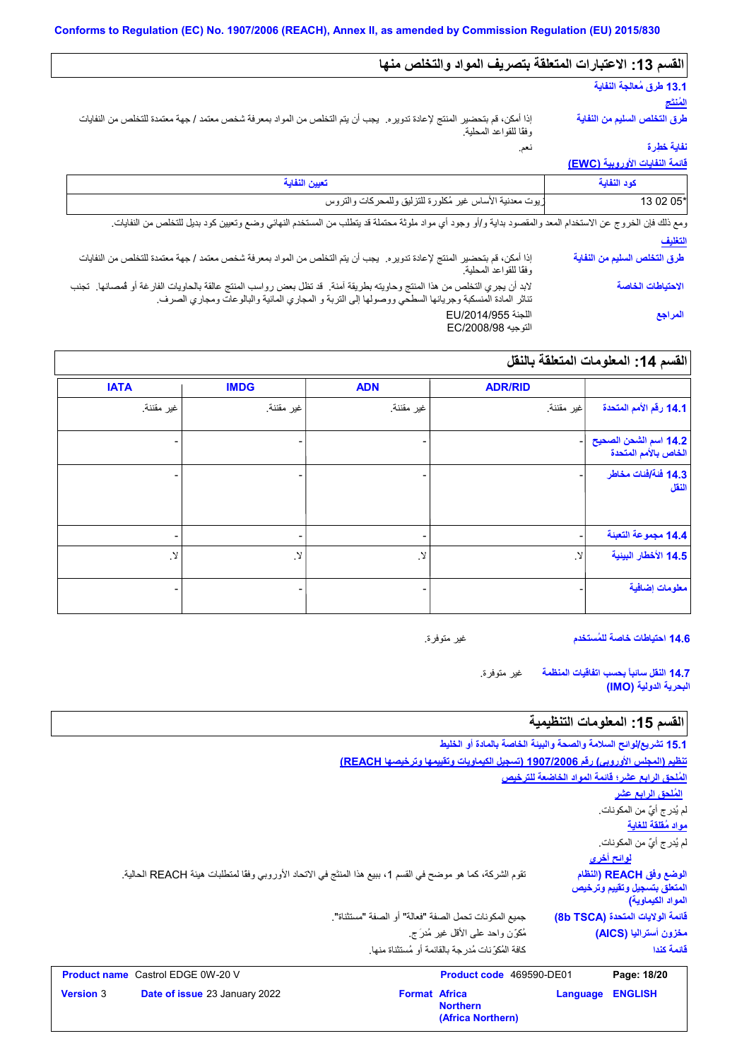Conforms to Regulation (EC) No. 1907/2006 (REACH), Annex II, as amended by Commission Regulation (EU) 2015/830

## القسم 13: الاعتبارات المتعلقة بتصريف المواد والتخلص منها

### 13.1 طرق مُعالجة النفاية

**المُنتَج**

**طرق التخلص السليم من النفاية**: إذا أمكن، قم بتحضير المنتج لإعادة تدويره. يجب أن يتم التخلص من المواد بمعرفة شخص معتمد / جهة معتمدة للتخلص من النفايات وفقا للقواعد المحلية.

**نفاية خطرة**: نعم.

**قائمة النفايات الأوروبية (EWC)**

| كود النفاية | تعيين النفاية |
|---|---|
| 13 02 05* | زيوت معدنية الأساس غير مُكلورة للتزليق وللمحركات والتروس |

ومع ذلك فإن الخروج عن الاستخدام المعد والمقصود بداية و/أو وجود أي مواد ملوثة محتملة قد يتطلب من المستخدم النهائي وضع وتعيين كود بديل للتخلص من النفايات.

**التغليف**

**طرق التخلص السليم من النفاية**: إذا أمكن، قم بتحضير المنتج لإعادة تدويره. يجب أن يتم التخلص من المواد بمعرفة شخص معتمد / جهة معتمدة للتخلص من النفايات وفقا للقواعد المحلية.

**الاحتياطات الخاصة**: لابد أن يجري التخلص من هذا المنتج وحاويته بطريقة آمنة. قد تظل بعض رواسب المنتج عالقة بالحاويات الفارغة أو قُمصانها. تجنب تناثر المادة المنسكبة وجريانها السطحي ووصولها إلى التربة و المجاري المائية والبالوعات ومجاري الصرف.

**المراجع**: اللجنة EU/2014/955
التوجيه EC/2008/98

## القسم 14: المعلومات المتعلقة بالنقل

| | ADR/RID | ADN | IMDG | IATA |
|---|---|---|---|---|
| 14.1 رقم الأمم المتحدة | غير مقننة. | غير مقننة. | غير مقننة. | غير مقننة. |
| 14.2 اسم الشحن الصحيح الخاص بالأمم المتحدة | - | - | - | - |
| 14.3 فئة/فئات مخاطر النقل | - | - | - | - |
| 14.4 مجموعة التعبئة | - | - | - | - |
| 14.5 الأخطار البيئية | لا. | لا. | لا. | لا. |
| معلومات إضافية | - | - | - | - |

**14.6 احتياطات خاصة للمُستخدم**: غير متوفرة.

**14.7 النقل سائباً بحسب اتفاقيات المنظمة البحرية الدولية (IMO)**: غير متوفرة.

## القسم 15: المعلومات التنظيمية

### 15.1 تشريع/لوائح السلامة والصحة والبيئة الخاصة بالمادة أو الخليط

**تنظيم (المجلس الأوروبي) رقم 1907/2006 (تسجيل الكيماويات وتقييمها وترخيصها REACH)**

**المُلحق الرابع عشر؛ قائمة المواد الخاضعة للترخيص**

**المُلحق الرابع عشر**

لم يُدرج أيٌ من المكونات.

**مواد مُقلقة للغاية**

لم يُدرج أيٌ من المكونات.

**لوائح أخرى**

**الوضع وفق REACH (النظام المتعلق بتسجيل وتقييم وترخيص المواد الكيماوية)**: تقوم الشركة، كما هو موضح في القسم 1، ببيع هذا المنتج في الاتحاد الأوروبي وفقا لمتطلبات هيئة REACH الحالية.

**قائمة الولايات المتحدة (8b TSCA)**: جميع المكونات تحمل الصفة "فعالة" أو الصفة "مستثناة".

**مخزون أستراليا (AICS)**: مُكوّن واحد على الأقل غير مُدرَج.

**قائمة كندا**: كافة المُكوّنات مُدرجة بالقائمة أو مُستثناة منها.

| **Product name** Castrol EDGE 0W-20 V | **Product code** 469590-DE01 | **Page:** 18/20 |
|---|---|---|
| **Version** 3 **Date of issue** 23 January 2022 | **Format** Africa Northern (Africa Northern) | **Language** ENGLISH |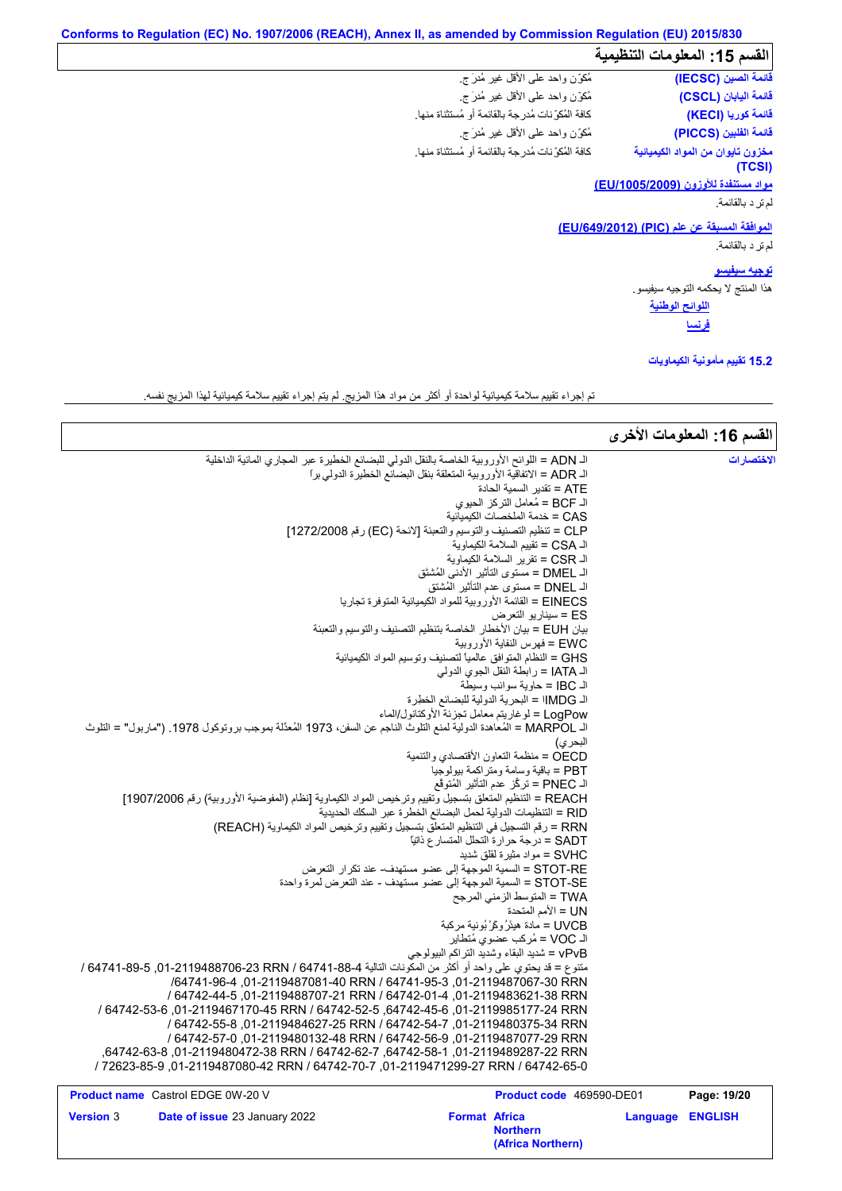## القسم 15: المعلومات التنظيمية

| | |
|---|---|
| قائمة الصين (IECSC) | مُكوّن واحد على الأقل غير مُدرَج. |
| قائمة اليابان (CSCL) | مُكوّن واحد على الأقل غير مُدرَج. |
| قائمة كوريا (KECI) | كافة المُكوّنات مُدرجة بالقائمة أو مُستثناة منها. |
| قائمة الفلبين (PICCS) | مُكوّن واحد على الأقل غير مُدرَج. |
| مخزون تايوان من المواد الكيميائية (TCSI) | كافة المُكوّنات مُدرجة بالقائمة أو مُستثناة منها. |

**مواد مستنفدة للأوزون (EU/1005/2009)**

لم ترد بالقائمة.

**الموافقة المسبقة عن علم (PIC) (EU/649/2012)**

لم ترد بالقائمة.

**توجيه سيفيسو**

هذا المنتج لا يحكمه التوجيه سيفيسو.

**اللوائح الوطنية**

**فرنسا**

### 15.2 تقييم مأمونية الكيماويات

تم إجراء تقييم سلامة كيميائية لواحدة أو أكثر من مواد هذا المزيج. لم يتم إجراء تقييم سلامة كيميائية لهذا المزيج نفسه.

## القسم 16: المعلومات الأخرى

**الاختصارات**

الـ ADN = اللوائح الأوروبية الخاصة بالنقل الدولي للبضائع الخطيرة عبر المجاري المائية الداخلية
الـ ADR = الاتفاقية الأوروبية المتعلقة بنقل البضائع الخطيرة الدولي براً
ATE = تقدير السمية الحادة
الـ BCF = مُعامل التركز الحيوي
CAS = خدمة الملخصات الكيميائية
CLP = تنظيم التصنيف والتوسيم والتعبئة [لائحة (EC) رقم 1272/2008]
الـ CSA = تقييم السلامة الكيماوية
الـ CSR = تقرير السلامة الكيماوية
الـ DMEL = مستوى التأثير الأدنى المُشتق
الـ DNEL = مستوى عدم التأثير المُشتق
EINECS = القائمة الأوروبية للمواد الكيميائية المتوفرة تجاريا
ES = سيناريو التعرض
بيان EUH = بيان الأخطار الخاصة بتنظيم التصنيف والتوسيم والتعبئة
EWC = فهرس النفاية الأوروبية
GHS = النظام المتوافق عالمياً لتصنيف وتوسيم المواد الكيميائية
الـ IATA = رابطة النقل الجوي الدولي
الـ IBC = حاوية سوائب وسيطة
الـ IMDG = البحرية الدولية للبضائع الخطرة
LogPow = لوغاريتم معامل تجزئة الأوكتانول/الماء
الـ MARPOL = المُعاهدة الدولية لمنع التلوث الناجم عن السفن، 1973 المُعدّلة بموجب بروتوكول 1978. ("ماربول" = التلوث البحري)
OECD = منظمة التعاون الأقتصادي والتنمية
PBT = باقية وسامة ومتراكمة بيولوجيا
الـ PNEC = تركّز عدم التأثير المُتوقّع
REACH = التنظيم المتعلق بتسجيل وتقييم وترخيص المواد الكيماوية [نظام (المفوضية الأوروبية) رقم 1907/2006]
RID = التنظيمات الدولية لحمل البضائع الخطرة عبر السكك الحديدية
RRN = رقم التسجيل في التنظيم المتعلق بتسجيل وتقييم وترخيص المواد الكيماوية (REACH)
SADT = درجة حرارة التحلل المتسارع ذاتياً
SVHC = مواد مثيرة لقلق شديد
STOT-RE = السمية الموجهة إلى عضو مستهدف- عند تكرار التعرض
STOT-SE = السمية الموجهة إلى عضو مستهدف - عند التعرض لمرة واحدة
TWA = المتوسط الزمني المرجح
UN = الأمم المتحدة
UVCB = مادة هيئرُوكرْبُونية مركبة
الـ VOC = مُركب عضوي مُتطاير
vPvB = شديد البقاء وشديد التراكم البيولوجي
متنوع = قد يحتوي على واحد أو أكثر من المكونات التالية 64741-88-4 RRN 01-2119488706-23, 64741-89-5 / RRN 01-2119487081-40, 64741-95-3 / RRN 01-2119487067-30, 64741-96-4 / RRN 01-2119488707-21, 64742-01-4 / RRN 01-2119483621-38, 64742-44-5 / RRN 01-2119467170-45, 64742-52-5 / RRN 01-2119985177-24, 64742-45-6, 64742-53-6 / RRN 01-2119484627-25, 64742-54-7 / RRN 01-2119480375-34, 64742-55-8 / RRN 01-2119480132-48, 64742-56-9 / RRN 01-2119487077-29, 64742-57-0 / RRN 01-2119480472-38, 64742-62-7, 64742-58-1 / RRN 01-2119489287-22, 64742-63-8, RRN 01-2119487080-42, 64742-70-7 / RRN 01-2119471299-27, 64742-65-0 / 72623-85-9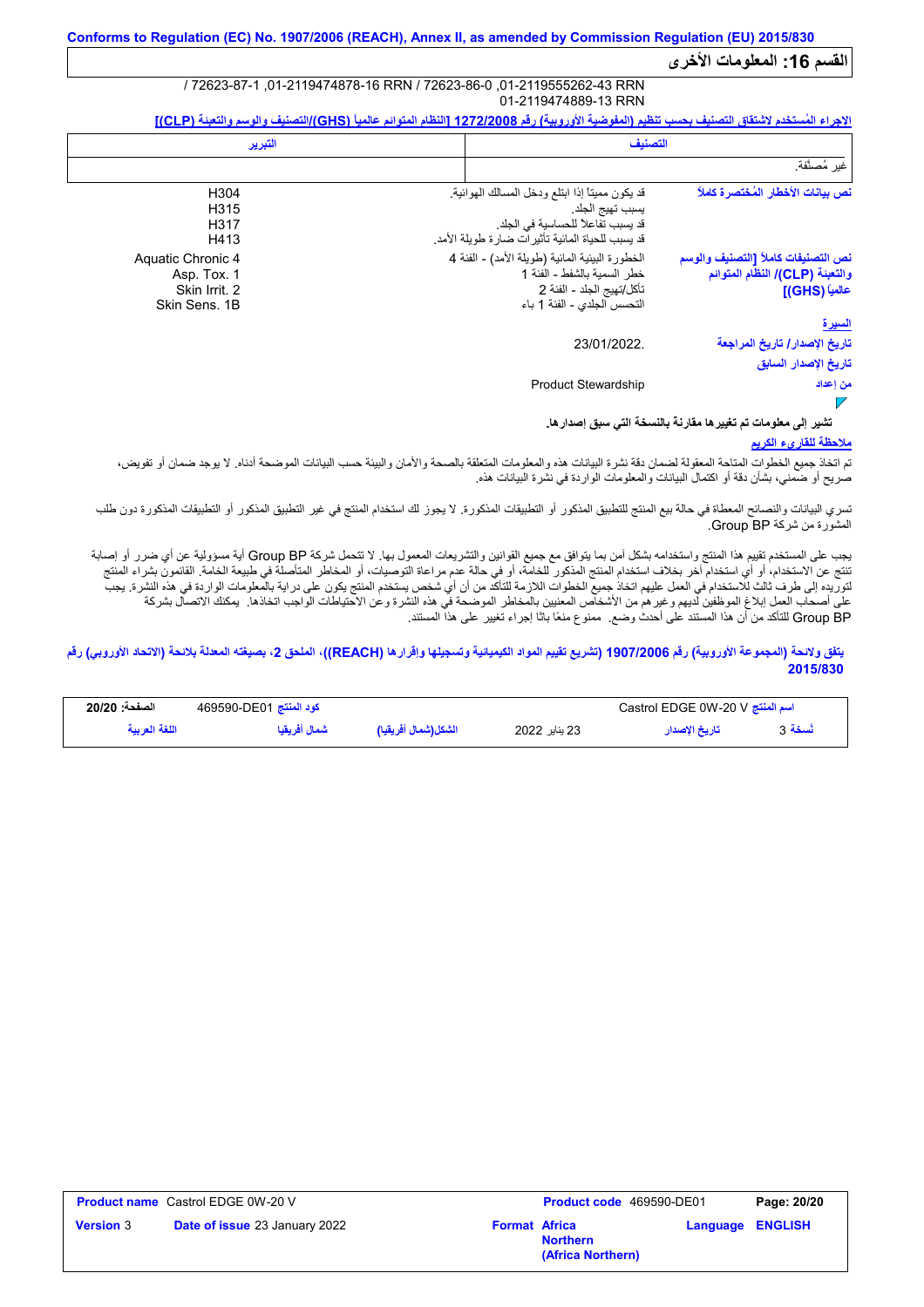Conforms to Regulation (EC) No. 1907/2006 (REACH), Annex II, as amended by Commission Regulation (EU) 2015/830

## القسم 16: المعلومات الأخرى

/ 72623-87-1 ,01-2119474878-16 RRN / 72623-86-0 ,01-2119555262-43 RRN
01-2119474889-13 RRN

الإجراء المُستخدم لاشتقاق التصنيف بحسب تنظيم (المفوضية الأوروبية) رقم 1272/2008 [النظام المتوائم عالمياً (GHS)/التصنيف والوسم والتعبئة (CLP)]

| التصنيف | التبرير |
|---|---|
| غير مُصنَّفة. | |

**نص بيانات الأخطار المُختصرة كاملاً**

| | |
|---|---|
| قد يكون مميتاً إذا ابتلع ودخل المسالك الهوائية. | H304 |
| يسبب تهيج الجلد. | H315 |
| قد يسبب تفاعلاً للحساسية في الجلد. | H317 |
| قد يسبب للحياة المائية تأثيرات ضارة طويلة الأمد. | H413 |

**نص التصنيفات كاملاً [التصنيف والوسم والتعبئة (CLP)/ النظام المتوائم عالمياً (GHS)]**

| | |
|---|---|
| الخطورة البيئية المائية (طويلة الأمد) - الفئة 4 | Aquatic Chronic 4 |
| خطر السمية بالشفط - الفئة 1 | Asp. Tox. 1 |
| تأكل/تهيج الجلد - الفئة 2 | Skin Irrit. 2 |
| التحسس الجلدي - الفئة 1 باء | Skin Sens. 1B |

**السيرة**

تاريخ الإصدار/ تاريخ المراجعة: 23/01/2022.

تاريخ الإصدار السابق:

من إعداد: Product Stewardship

**تشير إلى معلومات تم تغييرها مقارنة بالنسخة التي سبق إصدارها.**

**ملاحظة للقارىء الكريم**

تم اتخاذ جميع الخطوات المتاحة المعقولة لضمان دقة نشرة البيانات هذه والمعلومات المتعلقة بالصحة والأمان والبيئة حسب البيانات الموضحة أدناه. لا يوجد ضمان أو تفويض، صريح أو ضمني، بشأن دقة أو اكتمال البيانات والمعلومات الواردة في نشرة البيانات هذه.

تسري البيانات والنصائح المعطاة في حالة بيع المنتج للتطبيق المذكور أو التطبيقات المذكورة. لا يجوز لك استخدام المنتج في غير التطبيق المذكور أو التطبيقات المذكورة دون طلب المشورة من شركة Group BP.

يجب على المستخدم تقييم هذا المنتج واستخدامه بشكل آمن بما يتوافق مع جميع القوانين والتشريعات المعمول بها. لا تتحمل شركة Group BP أية مسؤولية عن أي ضرر أو إصابة تنتج عن الاستخدام، أو أي استخدام آخر بخلاف استخدام المنتج المذكور للخامة، أو في حالة عدم مراعاة التوصيات، أو المخاطر المتأصلة في طبيعة الخامة. القائمون بشراء المنتج لتوريده إلى طرف ثالث للاستخدام في العمل عليهم اتخاذ جميع الخطوات اللازمة للتأكد من أن أي شخص يستخدم المنتج يكون على دراية بالمعلومات الواردة في هذه النشرة. يجب على أصحاب العمل إبلاغ الموظفين لديهم وغيرهم من الأشخاص المعنيين بالمخاطر الموضحة في هذه النشرة وعن الاحتياطات الواجب اتخاذها. يمكنك الاتصال بشركة Group BP للتأكد من أن هذا المستند على أحدث وضع. ممنوع منعًا باتًا إجراء تغيير على هذا المستند.

يتفق ولائحة (المجموعة الأوروبية) رقم 1907/2006 (تشريع تقييم المواد الكيميائية وتسجيلها وإقرارها (REACH))، الملحق 2، بصيغته المعدلة بلائحة (الاتحاد الأوروبي) رقم 2015/830

| | | | |
|---|---|---|---|
| اسم المنتج Castrol EDGE 0W-20 V | | كود المنتج 469590-DE01 | الصفحة: 20/20 |
| نُسخة 3 | تاريخ الإصدار 23 يناير 2022 | الشكل(شمال أفريقيا) شمال أفريقيا | اللغة العربية |

| | | | |
|---|---|---|---|
| **Product name** Castrol EDGE 0W-20 V | | **Product code** 469590-DE01 | **Page: 20/20** |
| **Version** 3 | **Date of issue** 23 January 2022 | **Format Africa Northern (Africa Northern)** | **Language ENGLISH** |